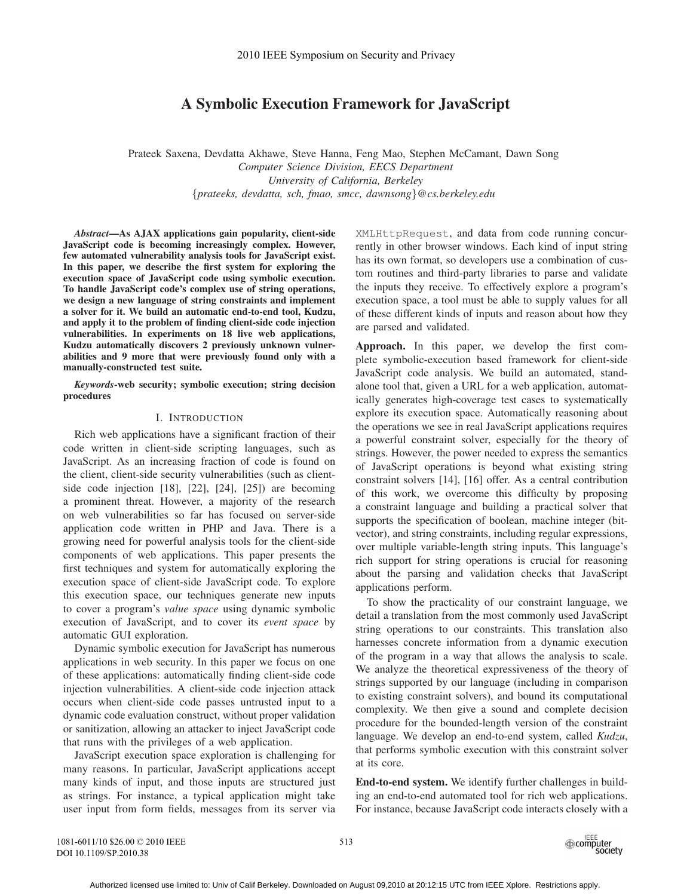# A Symbolic Execution Framework for JavaScript

Prateek Saxena, Devdatta Akhawe, Steve Hanna, Feng Mao, Stephen McCamant, Dawn Song
*Computer Science Division, EECS Department*
*University of California, Berkeley*
{*prateeks, devdatta, sch, fmao, smcc, dawnsong*}*@cs.berkeley.edu*

***Abstract*—As AJAX applications gain popularity, client-side JavaScript code is becoming increasingly complex. However, few automated vulnerability analysis tools for JavaScript exist. In this paper, we describe the first system for exploring the execution space of JavaScript code using symbolic execution. To handle JavaScript code's complex use of string operations, we design a new language of string constraints and implement a solver for it. We build an automatic end-to-end tool, Kudzu, and apply it to the problem of finding client-side code injection vulnerabilities. In experiments on 18 live web applications, Kudzu automatically discovers 2 previously unknown vulnerabilities and 9 more that were previously found only with a manually-constructed test suite.**

***Keywords*-web security; symbolic execution; string decision procedures**

## I. Introduction

Rich web applications have a significant fraction of their code written in client-side scripting languages, such as JavaScript. As an increasing fraction of code is found on the client, client-side security vulnerabilities (such as client-side code injection [18], [22], [24], [25]) are becoming a prominent threat. However, a majority of the research on web vulnerabilities so far has focused on server-side application code written in PHP and Java. There is a growing need for powerful analysis tools for the client-side components of web applications. This paper presents the first techniques and system for automatically exploring the execution space of client-side JavaScript code. To explore this execution space, our techniques generate new inputs to cover a program's *value space* using dynamic symbolic execution of JavaScript, and to cover its *event space* by automatic GUI exploration.

Dynamic symbolic execution for JavaScript has numerous applications in web security. In this paper we focus on one of these applications: automatically finding client-side code injection vulnerabilities. A client-side code injection attack occurs when client-side code passes untrusted input to a dynamic code evaluation construct, without proper validation or sanitization, allowing an attacker to inject JavaScript code that runs with the privileges of a web application.

JavaScript execution space exploration is challenging for many reasons. In particular, JavaScript applications accept many kinds of input, and those inputs are structured just as strings. For instance, a typical application might take user input from form fields, messages from its server via `XMLHttpRequest`, and data from code running concurrently in other browser windows. Each kind of input string has its own format, so developers use a combination of custom routines and third-party libraries to parse and validate the inputs they receive. To effectively explore a program's execution space, a tool must be able to supply values for all of these different kinds of inputs and reason about how they are parsed and validated.

**Approach.** In this paper, we develop the first complete symbolic-execution based framework for client-side JavaScript code analysis. We build an automated, standalone tool that, given a URL for a web application, automatically generates high-coverage test cases to systematically explore its execution space. Automatically reasoning about the operations we see in real JavaScript applications requires a powerful constraint solver, especially for the theory of strings. However, the power needed to express the semantics of JavaScript operations is beyond what existing string constraint solvers [14], [16] offer. As a central contribution of this work, we overcome this difficulty by proposing a constraint language and building a practical solver that supports the specification of boolean, machine integer (bit-vector), and string constraints, including regular expressions, over multiple variable-length string inputs. This language's rich support for string operations is crucial for reasoning about the parsing and validation checks that JavaScript applications perform.

To show the practicality of our constraint language, we detail a translation from the most commonly used JavaScript string operations to our constraints. This translation also harnesses concrete information from a dynamic execution of the program in a way that allows the analysis to scale. We analyze the theoretical expressiveness of the theory of strings supported by our language (including in comparison to existing constraint solvers), and bound its computational complexity. We then give a sound and complete decision procedure for the bounded-length version of the constraint language. We develop an end-to-end system, called *Kudzu*, that performs symbolic execution with this constraint solver at its core.

**End-to-end system.** We identify further challenges in building an end-to-end automated tool for rich web applications. For instance, because JavaScript code interacts closely with a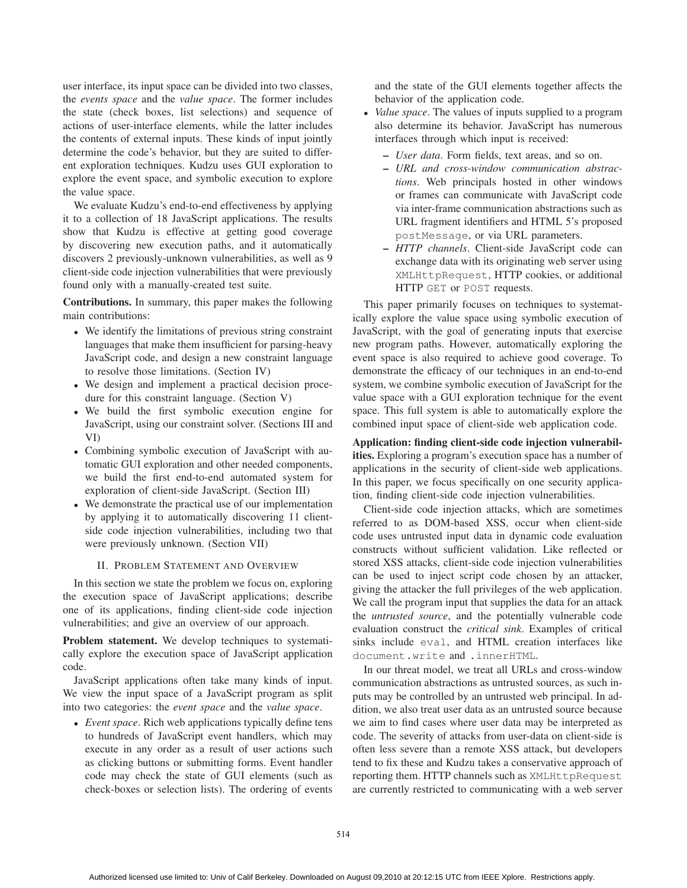user interface, its input space can be divided into two classes, the *events space* and the *value space*. The former includes the state (check boxes, list selections) and sequence of actions of user-interface elements, while the latter includes the contents of external inputs. These kinds of input jointly determine the code's behavior, but they are suited to different exploration techniques. Kudzu uses GUI exploration to explore the event space, and symbolic execution to explore the value space.

We evaluate Kudzu's end-to-end effectiveness by applying it to a collection of 18 JavaScript applications. The results show that Kudzu is effective at getting good coverage by discovering new execution paths, and it automatically discovers 2 previously-unknown vulnerabilities, as well as 9 client-side code injection vulnerabilities that were previously found only with a manually-created test suite.

**Contributions.** In summary, this paper makes the following main contributions:

- We identify the limitations of previous string constraint languages that make them insufficient for parsing-heavy JavaScript code, and design a new constraint language to resolve those limitations. (Section IV)
- We design and implement a practical decision procedure for this constraint language. (Section V)
- We build the first symbolic execution engine for JavaScript, using our constraint solver. (Sections III and VI)
- Combining symbolic execution of JavaScript with automatic GUI exploration and other needed components, we build the first end-to-end automated system for exploration of client-side JavaScript. (Section III)
- We demonstrate the practical use of our implementation by applying it to automatically discovering 11 client-side code injection vulnerabilities, including two that were previously unknown. (Section VII)

## II. Problem Statement and Overview

In this section we state the problem we focus on, exploring the execution space of JavaScript applications; describe one of its applications, finding client-side code injection vulnerabilities; and give an overview of our approach.

**Problem statement.** We develop techniques to systematically explore the execution space of JavaScript application code.

JavaScript applications often take many kinds of input. We view the input space of a JavaScript program as split into two categories: the *event space* and the *value space*.

- *Event space*. Rich web applications typically define tens to hundreds of JavaScript event handlers, which may execute in any order as a result of user actions such as clicking buttons or submitting forms. Event handler code may check the state of GUI elements (such as check-boxes or selection lists). The ordering of events and the state of the GUI elements together affects the behavior of the application code.
- *Value space*. The values of inputs supplied to a program also determine its behavior. JavaScript has numerous interfaces through which input is received:
  - *User data*. Form fields, text areas, and so on.
  - *URL and cross-window communication abstractions*. Web principals hosted in other windows or frames can communicate with JavaScript code via inter-frame communication abstractions such as URL fragment identifiers and HTML 5's proposed `postMessage`, or via URL parameters.
  - *HTTP channels*. Client-side JavaScript code can exchange data with its originating web server using `XMLHttpRequest`, HTTP cookies, or additional HTTP `GET` or `POST` requests.

This paper primarily focuses on techniques to systematically explore the value space using symbolic execution of JavaScript, with the goal of generating inputs that exercise new program paths. However, automatically exploring the event space is also required to achieve good coverage. To demonstrate the efficacy of our techniques in an end-to-end system, we combine symbolic execution of JavaScript for the value space with a GUI exploration technique for the event space. This full system is able to automatically explore the combined input space of client-side web application code.

**Application: finding client-side code injection vulnerabilities.** Exploring a program's execution space has a number of applications in the security of client-side web applications. In this paper, we focus specifically on one security application, finding client-side code injection vulnerabilities.

Client-side code injection attacks, which are sometimes referred to as DOM-based XSS, occur when client-side code uses untrusted input data in dynamic code evaluation constructs without sufficient validation. Like reflected or stored XSS attacks, client-side code injection vulnerabilities can be used to inject script code chosen by an attacker, giving the attacker the full privileges of the web application. We call the program input that supplies the data for an attack the *untrusted source*, and the potentially vulnerable code evaluation construct the *critical sink*. Examples of critical sinks include `eval`, and HTML creation interfaces like `document.write` and `.innerHTML`.

In our threat model, we treat all URLs and cross-window communication abstractions as untrusted sources, as such inputs may be controlled by an untrusted web principal. In addition, we also treat user data as an untrusted source because we aim to find cases where user data may be interpreted as code. The severity of attacks from user-data on client-side is often less severe than a remote XSS attack, but developers tend to fix these and Kudzu takes a conservative approach of reporting them. HTTP channels such as `XMLHttpRequest` are currently restricted to communicating with a web server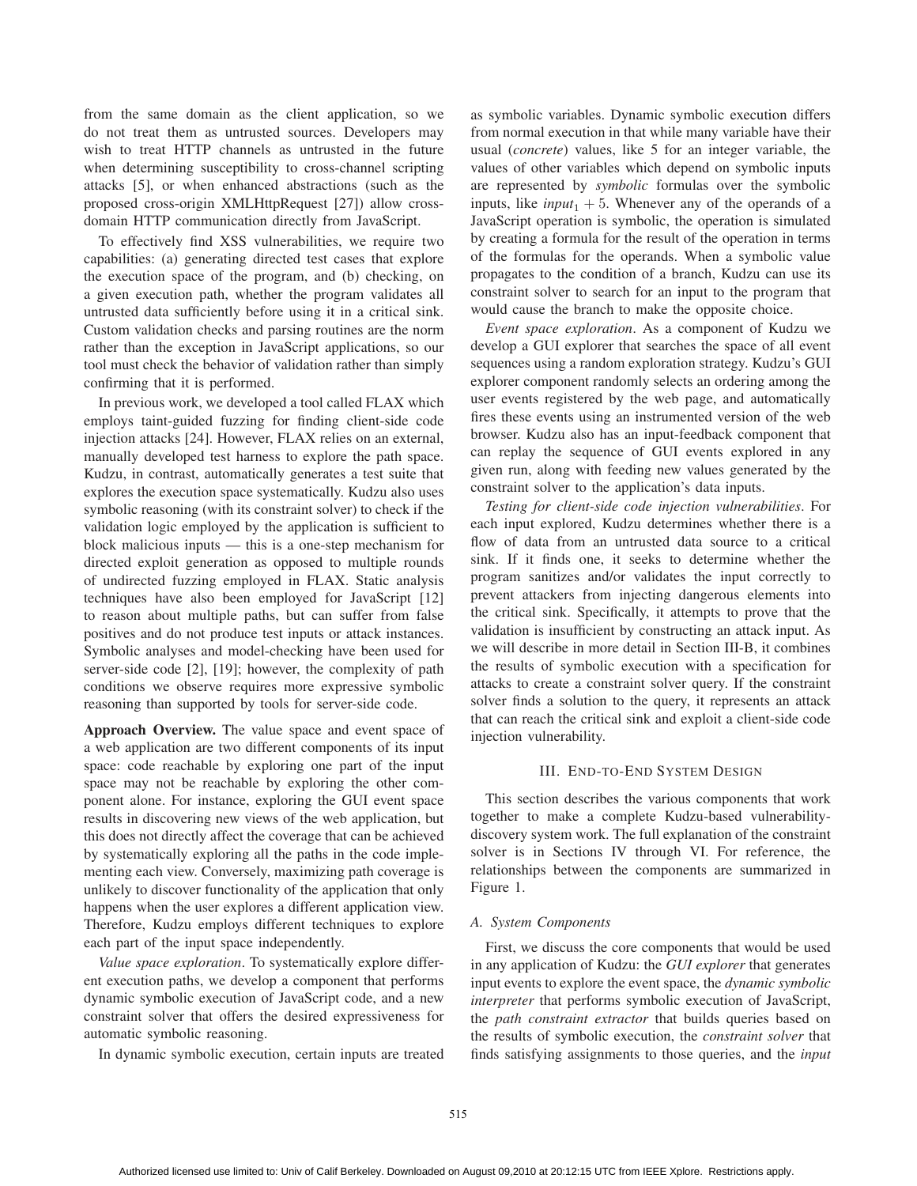from the same domain as the client application, so we do not treat them as untrusted sources. Developers may wish to treat HTTP channels as untrusted in the future when determining susceptibility to cross-channel scripting attacks [5], or when enhanced abstractions (such as the proposed cross-origin XMLHttpRequest [27]) allow cross-domain HTTP communication directly from JavaScript.

To effectively find XSS vulnerabilities, we require two capabilities: (a) generating directed test cases that explore the execution space of the program, and (b) checking, on a given execution path, whether the program validates all untrusted data sufficiently before using it in a critical sink. Custom validation checks and parsing routines are the norm rather than the exception in JavaScript applications, so our tool must check the behavior of validation rather than simply confirming that it is performed.

In previous work, we developed a tool called FLAX which employs taint-guided fuzzing for finding client-side code injection attacks [24]. However, FLAX relies on an external, manually developed test harness to explore the path space. Kudzu, in contrast, automatically generates a test suite that explores the execution space systematically. Kudzu also uses symbolic reasoning (with its constraint solver) to check if the validation logic employed by the application is sufficient to block malicious inputs — this is a one-step mechanism for directed exploit generation as opposed to multiple rounds of undirected fuzzing employed in FLAX. Static analysis techniques have also been employed for JavaScript [12] to reason about multiple paths, but can suffer from false positives and do not produce test inputs or attack instances. Symbolic analyses and model-checking have been used for server-side code [2], [19]; however, the complexity of path conditions we observe requires more expressive symbolic reasoning than supported by tools for server-side code.

**Approach Overview.** The value space and event space of a web application are two different components of its input space: code reachable by exploring one part of the input space may not be reachable by exploring the other component alone. For instance, exploring the GUI event space results in discovering new views of the web application, but this does not directly affect the coverage that can be achieved by systematically exploring all the paths in the code implementing each view. Conversely, maximizing path coverage is unlikely to discover functionality of the application that only happens when the user explores a different application view. Therefore, Kudzu employs different techniques to explore each part of the input space independently.

*Value space exploration*. To systematically explore different execution paths, we develop a component that performs dynamic symbolic execution of JavaScript code, and a new constraint solver that offers the desired expressiveness for automatic symbolic reasoning.

In dynamic symbolic execution, certain inputs are treated as symbolic variables. Dynamic symbolic execution differs from normal execution in that while many variable have their usual (*concrete*) values, like 5 for an integer variable, the values of other variables which depend on symbolic inputs are represented by *symbolic* formulas over the symbolic inputs, like $input_1 + 5$. Whenever any of the operands of a JavaScript operation is symbolic, the operation is simulated by creating a formula for the result of the operation in terms of the formulas for the operands. When a symbolic value propagates to the condition of a branch, Kudzu can use its constraint solver to search for an input to the program that would cause the branch to make the opposite choice.

*Event space exploration*. As a component of Kudzu we develop a GUI explorer that searches the space of all event sequences using a random exploration strategy. Kudzu's GUI explorer component randomly selects an ordering among the user events registered by the web page, and automatically fires these events using an instrumented version of the web browser. Kudzu also has an input-feedback component that can replay the sequence of GUI events explored in any given run, along with feeding new values generated by the constraint solver to the application's data inputs.

*Testing for client-side code injection vulnerabilities*. For each input explored, Kudzu determines whether there is a flow of data from an untrusted data source to a critical sink. If it finds one, it seeks to determine whether the program sanitizes and/or validates the input correctly to prevent attackers from injecting dangerous elements into the critical sink. Specifically, it attempts to prove that the validation is insufficient by constructing an attack input. As we will describe in more detail in Section III-B, it combines the results of symbolic execution with a specification for attacks to create a constraint solver query. If the constraint solver finds a solution to the query, it represents an attack that can reach the critical sink and exploit a client-side code injection vulnerability.

## III. End-to-End System Design

This section describes the various components that work together to make a complete Kudzu-based vulnerability-discovery system work. The full explanation of the constraint solver is in Sections IV through VI. For reference, the relationships between the components are summarized in Figure 1.

### A. System Components

First, we discuss the core components that would be used in any application of Kudzu: the *GUI explorer* that generates input events to explore the event space, the *dynamic symbolic interpreter* that performs symbolic execution of JavaScript, the *path constraint extractor* that builds queries based on the results of symbolic execution, the *constraint solver* that finds satisfying assignments to those queries, and the *input*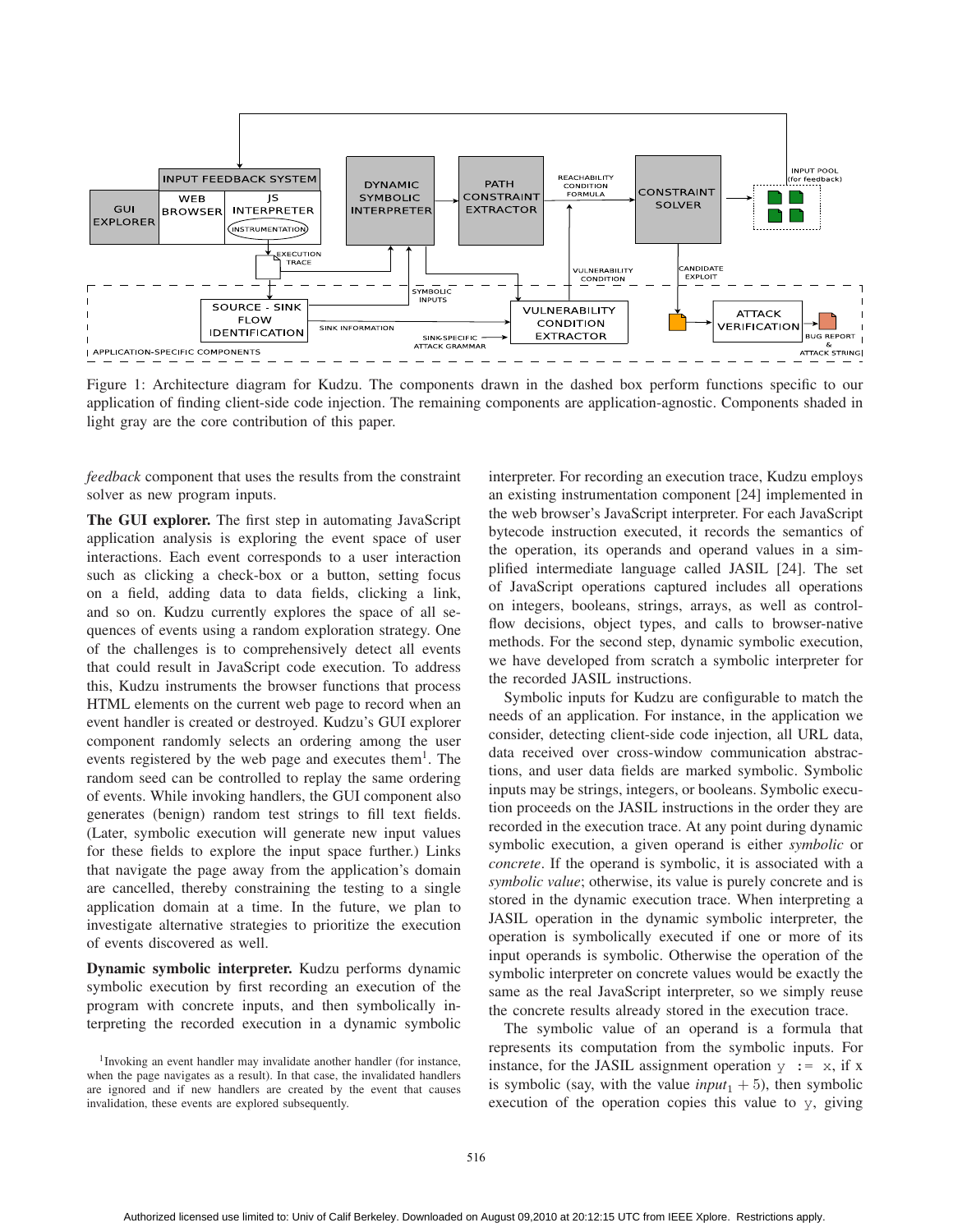Figure 1: Architecture diagram for Kudzu. The components drawn in the dashed box perform functions specific to our application of finding client-side code injection. The remaining components are application-agnostic. Components shaded in light gray are the core contribution of this paper.

*feedback* component that uses the results from the constraint solver as new program inputs.

**The GUI explorer.** The first step in automating JavaScript application analysis is exploring the event space of user interactions. Each event corresponds to a user interaction such as clicking a check-box or a button, setting focus on a field, adding data to data fields, clicking a link, and so on. Kudzu currently explores the space of all sequences of events using a random exploration strategy. One of the challenges is to comprehensively detect all events that could result in JavaScript code execution. To address this, Kudzu instruments the browser functions that process HTML elements on the current web page to record when an event handler is created or destroyed. Kudzu's GUI explorer component randomly selects an ordering among the user events registered by the web page and executes them[1]. The random seed can be controlled to replay the same ordering of events. While invoking handlers, the GUI component also generates (benign) random test strings to fill text fields. (Later, symbolic execution will generate new input values for these fields to explore the input space further.) Links that navigate the page away from the application's domain are cancelled, thereby constraining the testing to a single application domain at a time. In the future, we plan to investigate alternative strategies to prioritize the execution of events discovered as well.

**Dynamic symbolic interpreter.** Kudzu performs dynamic symbolic execution by first recording an execution of the program with concrete inputs, and then symbolically interpreting the recorded execution in a dynamic symbolic interpreter. For recording an execution trace, Kudzu employs an existing instrumentation component [24] implemented in the web browser's JavaScript interpreter. For each JavaScript bytecode instruction executed, it records the semantics of the operation, its operands and operand values in a simplified intermediate language called JASIL [24]. The set of JavaScript operations captured includes all operations on integers, booleans, strings, arrays, as well as control-flow decisions, object types, and calls to browser-native methods. For the second step, dynamic symbolic execution, we have developed from scratch a symbolic interpreter for the recorded JASIL instructions.

Symbolic inputs for Kudzu are configurable to match the needs of an application. For instance, in the application we consider, detecting client-side code injection, all URL data, data received over cross-window communication abstractions, and user data fields are marked symbolic. Symbolic inputs may be strings, integers, or booleans. Symbolic execution proceeds on the JASIL instructions in the order they are recorded in the execution trace. At any point during dynamic symbolic execution, a given operand is either *symbolic* or *concrete*. If the operand is symbolic, it is associated with a *symbolic value*; otherwise, its value is purely concrete and is stored in the dynamic execution trace. When interpreting a JASIL operation in the dynamic symbolic interpreter, the operation is symbolically executed if one or more of its input operands is symbolic. Otherwise the operation of the symbolic interpreter on concrete values would be exactly the same as the real JavaScript interpreter, so we simply reuse the concrete results already stored in the execution trace.

The symbolic value of an operand is a formula that represents its computation from the symbolic inputs. For instance, for the JASIL assignment operation `y := x`, if `x` is symbolic (say, with the value $input_1 + 5$), then symbolic execution of the operation copies this value to `y`, giving

[1] Invoking an event handler may invalidate another handler (for instance, when the page navigates as a result). In that case, the invalidated handlers are ignored and if new handlers are created by the event that causes invalidation, these events are explored subsequently.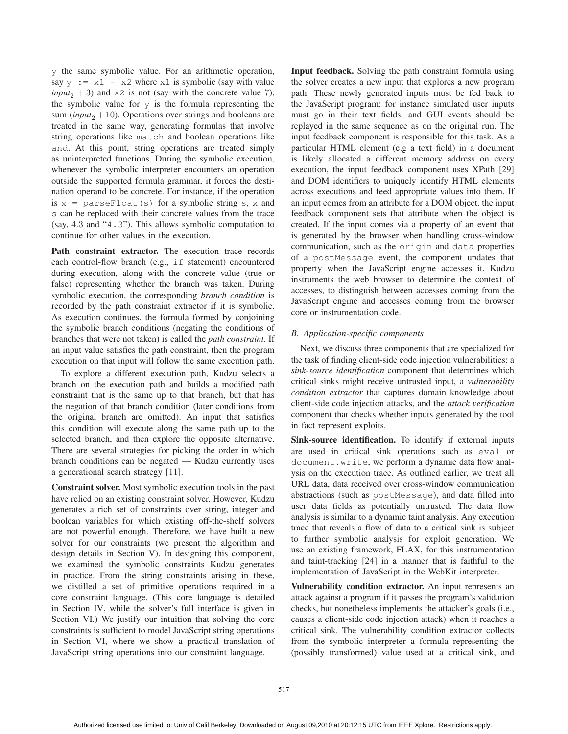y the same symbolic value. For an arithmetic operation, say `y := x1 + x2` where `x1` is symbolic (say with value $input_2 + 3$) and `x2` is not (say with the concrete value 7), the symbolic value for `y` is the formula representing the sum ($input_2 + 10$). Operations over strings and booleans are treated in the same way, generating formulas that involve string operations like `match` and boolean operations like `and`. At this point, string operations are treated simply as uninterpreted functions. During the symbolic execution, whenever the symbolic interpreter encounters an operation outside the supported formula grammar, it forces the destination operand to be concrete. For instance, if the operation is `x = parseFloat(s)` for a symbolic string `s`, `x` and `s` can be replaced with their concrete values from the trace (say, 4.3 and "`4.3`"). This allows symbolic computation to continue for other values in the execution.

**Path constraint extractor.** The execution trace records each control-flow branch (e.g., `if` statement) encountered during execution, along with the concrete value (true or false) representing whether the branch was taken. During symbolic execution, the corresponding *branch condition* is recorded by the path constraint extractor if it is symbolic. As execution continues, the formula formed by conjoining the symbolic branch conditions (negating the conditions of branches that were not taken) is called the *path constraint*. If an input value satisfies the path constraint, then the program execution on that input will follow the same execution path.

To explore a different execution path, Kudzu selects a branch on the execution path and builds a modified path constraint that is the same up to that branch, but that has the negation of that branch condition (later conditions from the original branch are omitted). An input that satisfies this condition will execute along the same path up to the selected branch, and then explore the opposite alternative. There are several strategies for picking the order in which branch conditions can be negated — Kudzu currently uses a generational search strategy [11].

**Constraint solver.** Most symbolic execution tools in the past have relied on an existing constraint solver. However, Kudzu generates a rich set of constraints over string, integer and boolean variables for which existing off-the-shelf solvers are not powerful enough. Therefore, we have built a new solver for our constraints (we present the algorithm and design details in Section V). In designing this component, we examined the symbolic constraints Kudzu generates in practice. From the string constraints arising in these, we distilled a set of primitive operations required in a core constraint language. (This core language is detailed in Section IV, while the solver's full interface is given in Section VI.) We justify our intuition that solving the core constraints is sufficient to model JavaScript string operations in Section VI, where we show a practical translation of JavaScript string operations into our constraint language.

**Input feedback.** Solving the path constraint formula using the solver creates a new input that explores a new program path. These newly generated inputs must be fed back to the JavaScript program: for instance simulated user inputs must go in their text fields, and GUI events should be replayed in the same sequence as on the original run. The input feedback component is responsible for this task. As a particular HTML element (e.g a text field) in a document is likely allocated a different memory address on every execution, the input feedback component uses XPath [29] and DOM identifiers to uniquely identify HTML elements across executions and feed appropriate values into them. If an input comes from an attribute for a DOM object, the input feedback component sets that attribute when the object is created. If the input comes via a property of an event that is generated by the browser when handling cross-window communication, such as the `origin` and `data` properties of a `postMessage` event, the component updates that property when the JavaScript engine accesses it. Kudzu instruments the web browser to determine the context of accesses, to distinguish between accesses coming from the JavaScript engine and accesses coming from the browser core or instrumentation code.

### *B. Application-specific components*

Next, we discuss three components that are specialized for the task of finding client-side code injection vulnerabilities: a *sink-source identification* component that determines which critical sinks might receive untrusted input, a *vulnerability condition extractor* that captures domain knowledge about client-side code injection attacks, and the *attack verification* component that checks whether inputs generated by the tool in fact represent exploits.

**Sink-source identification.** To identify if external inputs are used in critical sink operations such as `eval` or `document.write`, we perform a dynamic data flow analysis on the execution trace. As outlined earlier, we treat all URL data, data received over cross-window communication abstractions (such as `postMessage`), and data filled into user data fields as potentially untrusted. The data flow analysis is similar to a dynamic taint analysis. Any execution trace that reveals a flow of data to a critical sink is subject to further symbolic analysis for exploit generation. We use an existing framework, FLAX, for this instrumentation and taint-tracking [24] in a manner that is faithful to the implementation of JavaScript in the WebKit interpreter.

**Vulnerability condition extractor.** An input represents an attack against a program if it passes the program's validation checks, but nonetheless implements the attacker's goals (i.e., causes a client-side code injection attack) when it reaches a critical sink. The vulnerability condition extractor collects from the symbolic interpreter a formula representing the (possibly transformed) value used at a critical sink, and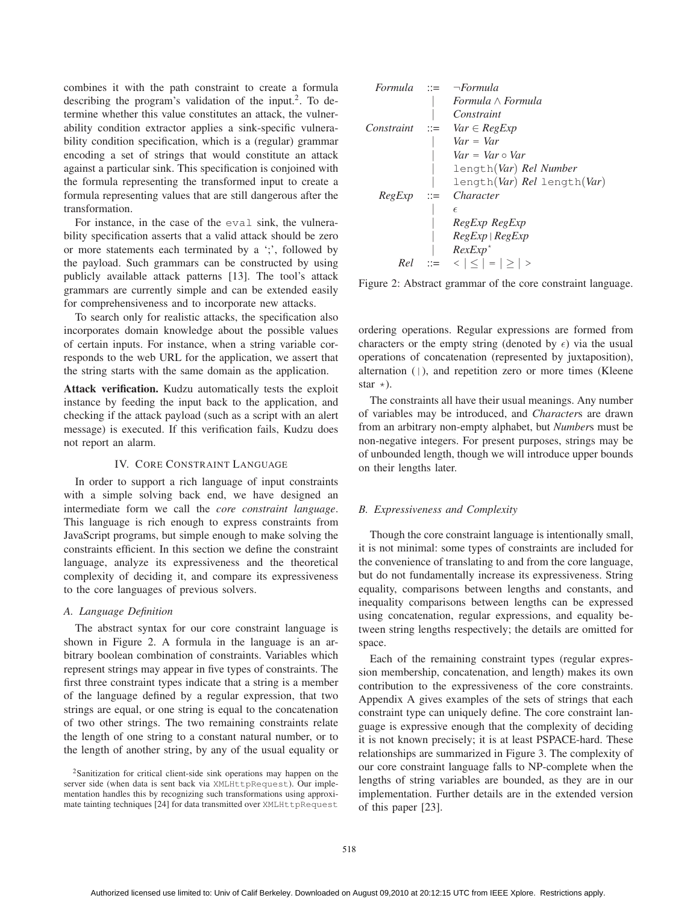combines it with the path constraint to create a formula describing the program's validation of the input.[2]. To determine whether this value constitutes an attack, the vulnerability condition extractor applies a sink-specific vulnerability condition specification, which is a (regular) grammar encoding a set of strings that would constitute an attack against a particular sink. This specification is conjoined with the formula representing the transformed input to create a formula representing values that are still dangerous after the transformation.

For instance, in the case of the `eval` sink, the vulnerability specification asserts that a valid attack should be zero or more statements each terminated by a ';', followed by the payload. Such grammars can be constructed by using publicly available attack patterns [13]. The tool's attack grammars are currently simple and can be extended easily for comprehensiveness and to incorporate new attacks.

To search only for realistic attacks, the specification also incorporates domain knowledge about the possible values of certain inputs. For instance, when a string variable corresponds to the web URL for the application, we assert that the string starts with the same domain as the application.

**Attack verification.** Kudzu automatically tests the exploit instance by feeding the input back to the application, and checking if the attack payload (such as a script with an alert message) is executed. If this verification fails, Kudzu does not report an alarm.

## IV. Core Constraint Language

In order to support a rich language of input constraints with a simple solving back end, we have designed an intermediate form we call the *core constraint language*. This language is rich enough to express constraints from JavaScript programs, but simple enough to make solving the constraints efficient. In this section we define the constraint language, analyze its expressiveness and the theoretical complexity of deciding it, and compare its expressiveness to the core languages of previous solvers.

### A. Language Definition

The abstract syntax for our core constraint language is shown in Figure 2. A formula in the language is an arbitrary boolean combination of constraints. Variables which represent strings may appear in five types of constraints. The first three constraint types indicate that a string is a member of the language defined by a regular expression, that two strings are equal, or one string is equal to the concatenation of two other strings. The two remaining constraints relate the length of one string to a constant natural number, or to the length of another string, by any of the usual equality or ordering operations. Regular expressions are formed from characters or the empty string (denoted by $\epsilon$) via the usual operations of concatenation (represented by juxtaposition), alternation ($|$), and repetition zero or more times (Kleene star $\star$).

| | | |
|---|---|---|
| *Formula* | ::= | $\neg$*Formula* |
| | $|$ | *Formula* $\wedge$ *Formula* |
| | $|$ | *Constraint* |
| *Constraint* | ::= | *Var* $\in$ *RegExp* |
| | $|$ | *Var* = *Var* |
| | $|$ | *Var* = *Var* $\circ$ *Var* |
| | $|$ | `length`(*Var*) *Rel Number* |
| | $|$ | `length`(*Var*) *Rel* `length`(*Var*) |
| *RegExp* | ::= | *Character* |
| | $|$ | $\epsilon$ |
| | $|$ | *RegExp RegExp* |
| | $|$ | *RegExp* $|$ *RegExp* |
| | $|$ | *RexExp*$^*$ |
| *Rel* | ::= | $<$ $|$ $\leq$ $|$ $=$ $|$ $\geq$ $|$ $>$ |

Figure 2: Abstract grammar of the core constraint language.

The constraints all have their usual meanings. Any number of variables may be introduced, and *Character*s are drawn from an arbitrary non-empty alphabet, but *Number*s must be non-negative integers. For present purposes, strings may be of unbounded length, though we will introduce upper bounds on their lengths later.

### B. Expressiveness and Complexity

Though the core constraint language is intentionally small, it is not minimal: some types of constraints are included for the convenience of translating to and from the core language, but do not fundamentally increase its expressiveness. String equality, comparisons between lengths and constants, and inequality comparisons between lengths can be expressed using concatenation, regular expressions, and equality between string lengths respectively; the details are omitted for space.

Each of the remaining constraint types (regular expression membership, concatenation, and length) makes its own contribution to the expressiveness of the core constraints. Appendix A gives examples of the sets of strings that each constraint type can uniquely define. The core constraint language is expressive enough that the complexity of deciding it is not known precisely; it is at least PSPACE-hard. These relationships are summarized in Figure 3. The complexity of our core constraint language falls to NP-complete when the lengths of string variables are bounded, as they are in our implementation. Further details are in the extended version of this paper [23].

[2]Sanitization for critical client-side sink operations may happen on the server side (when data is sent back via `XMLHttpRequest`). Our implementation handles this by recognizing such transformations using approximate tainting techniques [24] for data transmitted over `XMLHttpRequest`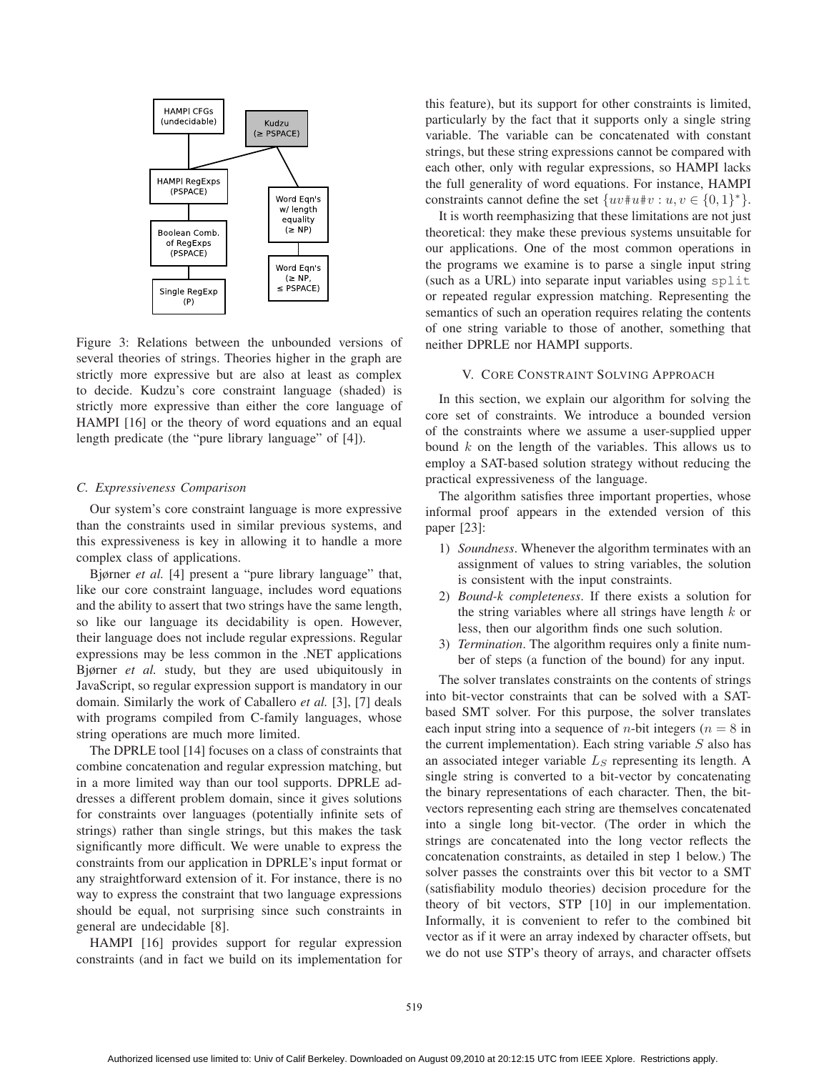HAMPI CFGs (undecidable)

Kudzu (≥ PSPACE)

HAMPI RegExps (PSPACE)

Word Eqn's w/ length equality (≥ NP)

Boolean Comb. of RegExps (PSPACE)

Word Eqn's (≥ NP, ≤ PSPACE)

Single RegExp (P)

Figure 3: Relations between the unbounded versions of several theories of strings. Theories higher in the graph are strictly more expressive but are also at least as complex to decide. Kudzu's core constraint language (shaded) is strictly more expressive than either the core language of HAMPI [16] or the theory of word equations and an equal length predicate (the "pure library language" of [4]).

### C. Expressiveness Comparison

Our system's core constraint language is more expressive than the constraints used in similar previous systems, and this expressiveness is key in allowing it to handle a more complex class of applications.

Bjørner *et al.* [4] present a "pure library language" that, like our core constraint language, includes word equations and the ability to assert that two strings have the same length, so like our language its decidability is open. However, their language does not include regular expressions. Regular expressions may be less common in the .NET applications Bjørner *et al.* study, but they are used ubiquitously in JavaScript, so regular expression support is mandatory in our domain. Similarly the work of Caballero *et al.* [3], [7] deals with programs compiled from C-family languages, whose string operations are much more limited.

The DPRLE tool [14] focuses on a class of constraints that combine concatenation and regular expression matching, but in a more limited way than our tool supports. DPRLE addresses a different problem domain, since it gives solutions for constraints over languages (potentially infinite sets of strings) rather than single strings, but this makes the task significantly more difficult. We were unable to express the constraints from our application in DPRLE's input format or any straightforward extension of it. For instance, there is no way to express the constraint that two language expressions should be equal, not surprising since such constraints in general are undecidable [8].

HAMPI [16] provides support for regular expression constraints (and in fact we build on its implementation for this feature), but its support for other constraints is limited, particularly by the fact that it supports only a single string variable. The variable can be concatenated with constant strings, but these string expressions cannot be compared with each other, only with regular expressions, so HAMPI lacks the full generality of word equations. For instance, HAMPI constraints cannot define the set $\{uv\#u\#v : u, v \in \{0,1\}^*\}$.

It is worth reemphasizing that these limitations are not just theoretical: they make these previous systems unsuitable for our applications. One of the most common operations in the programs we examine is to parse a single input string (such as a URL) into separate input variables using `split` or repeated regular expression matching. Representing the semantics of such an operation requires relating the contents of one string variable to those of another, something that neither DPRLE nor HAMPI supports.

## V. Core Constraint Solving Approach

In this section, we explain our algorithm for solving the core set of constraints. We introduce a bounded version of the constraints where we assume a user-supplied upper bound $k$ on the length of the variables. This allows us to employ a SAT-based solution strategy without reducing the practical expressiveness of the language.

The algorithm satisfies three important properties, whose informal proof appears in the extended version of this paper [23]:

1) *Soundness*. Whenever the algorithm terminates with an assignment of values to string variables, the solution is consistent with the input constraints.
2) *Bound-k completeness*. If there exists a solution for the string variables where all strings have length $k$ or less, then our algorithm finds one such solution.
3) *Termination*. The algorithm requires only a finite number of steps (a function of the bound) for any input.

The solver translates constraints on the contents of strings into bit-vector constraints that can be solved with a SAT-based SMT solver. For this purpose, the solver translates each input string into a sequence of $n$-bit integers ($n = 8$ in the current implementation). Each string variable $S$ also has an associated integer variable $L_S$ representing its length. A single string is converted to a bit-vector by concatenating the binary representations of each character. Then, the bit-vectors representing each string are themselves concatenated into a single long bit-vector. (The order in which the strings are concatenated into the long vector reflects the concatenation constraints, as detailed in step 1 below.) The solver passes the constraints over this bit vector to a SMT (satisfiability modulo theories) decision procedure for the theory of bit vectors, STP [10] in our implementation. Informally, it is convenient to refer to the combined bit vector as if it were an array indexed by character offsets, but we do not use STP's theory of arrays, and character offsets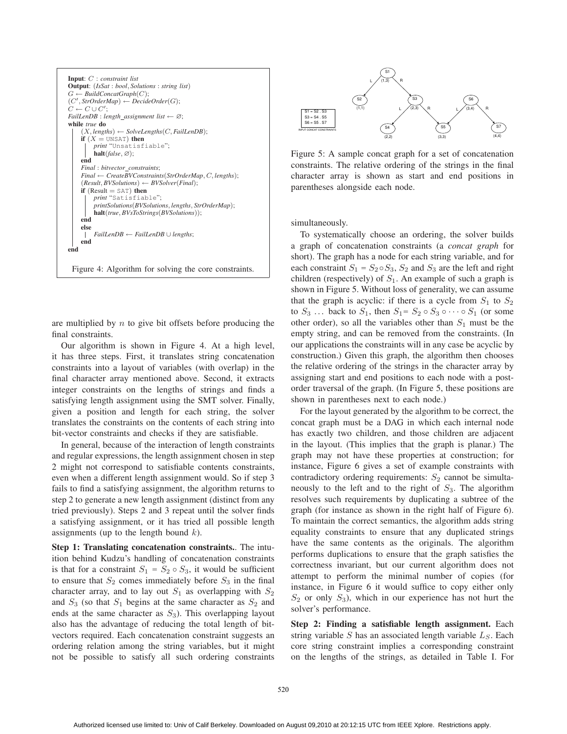```
Input: C : constraint list
Output: (IsSat : bool, Solutions : string list)
G ← BuildConcatGraph(C);
(C', StrOrderMap) ← DecideOrder(G);
C ← C ∪ C';
FailLenDB : length_assignment list ← ∅;
while true do
    (X, lengths) ← SolveLengths(C, FailLenDB);
    if (X = UNSAT) then
        print "Unsatisfiable";
        halt(false, ∅);
    end
    Final : bitvector_constraints;
    Final ← CreateBVConstraints(StrOrderMap, C, lengths);
    (Result, BVSolutions) ← BVSolver(Final);
    if (Result = SAT) then
        print "Satisfiable";
        printSolutions(BVSolutions, lengths, StrOrderMap);
        halt(true, BVsToStrings(BVSolutions));
    end
    else
        FailLenDB ← FailLenDB ∪ lengths;
    end
end
```

Figure 4: Algorithm for solving the core constraints.

are multiplied by $n$ to give bit offsets before producing the final constraints.

Our algorithm is shown in Figure 4. At a high level, it has three steps. First, it translates string concatenation constraints into a layout of variables (with overlap) in the final character array mentioned above. Second, it extracts integer constraints on the lengths of strings and finds a satisfying length assignment using the SMT solver. Finally, given a position and length for each string, the solver translates the constraints on the contents of each string into bit-vector constraints and checks if they are satisfiable.

In general, because of the interaction of length constraints and regular expressions, the length assignment chosen in step 2 might not correspond to satisfiable contents constraints, even when a different length assignment would. So if step 3 fails to find a satisfying assignment, the algorithm returns to step 2 to generate a new length assignment (distinct from any tried previously). Steps 2 and 3 repeat until the solver finds a satisfying assignment, or it has tried all possible length assignments (up to the length bound $k$).

**Step 1: Translating concatenation constraints.**. The intuition behind Kudzu's handling of concatenation constraints is that for a constraint $S_1 = S_2 \circ S_3$, it would be sufficient to ensure that $S_2$ comes immediately before $S_3$ in the final character array, and to lay out $S_1$ as overlapping with $S_2$ and $S_3$ (so that $S_1$ begins at the same character as $S_2$ and ends at the same character as $S_3$). This overlapping layout also has the advantage of reducing the total length of bit-vectors required. Each concatenation constraint suggests an ordering relation among the string variables, but it might not be possible to satisfy all such ordering constraints simultaneously.

Figure 5: A sample concat graph for a set of concatenation constraints. The relative ordering of the strings in the final character array is shown as start and end positions in parentheses alongside each node.

To systematically choose an ordering, the solver builds a graph of concatenation constraints (a *concat graph* for short). The graph has a node for each string variable, and for each constraint $S_1 = S_2 \circ S_3$, $S_2$ and $S_3$ are the left and right children (respectively) of $S_1$. An example of such a graph is shown in Figure 5. Without loss of generality, we can assume that the graph is acyclic: if there is a cycle from $S_1$ to $S_2$ to $S_3$ ... back to $S_1$, then $S_1 = S_2 \circ S_3 \circ \cdots \circ S_1$ (or some other order), so all the variables other than $S_1$ must be the empty string, and can be removed from the constraints. (In our applications the constraints will in any case be acyclic by construction.) Given this graph, the algorithm then chooses the relative ordering of the strings in the character array by assigning start and end positions to each node with a post-order traversal of the graph. (In Figure 5, these positions are shown in parentheses next to each node.)

For the layout generated by the algorithm to be correct, the concat graph must be a DAG in which each internal node has exactly two children, and those children are adjacent in the layout. (This implies that the graph is planar.) The graph may not have these properties at construction; for instance, Figure 6 gives a set of example constraints with contradictory ordering requirements: $S_2$ cannot be simultaneously to the left and to the right of $S_3$. The algorithm resolves such requirements by duplicating a subtree of the graph (for instance as shown in the right half of Figure 6). To maintain the correct semantics, the algorithm adds string equality constraints to ensure that any duplicated strings have the same contents as the originals. The algorithm performs duplications to ensure that the graph satisfies the correctness invariant, but our current algorithm does not attempt to perform the minimal number of copies (for instance, in Figure 6 it would suffice to copy either only $S_2$ or only $S_3$), which in our experience has not hurt the solver's performance.

**Step 2: Finding a satisfiable length assignment.** Each string variable $S$ has an associated length variable $L_S$. Each core string constraint implies a corresponding constraint on the lengths of the strings, as detailed in Table I. For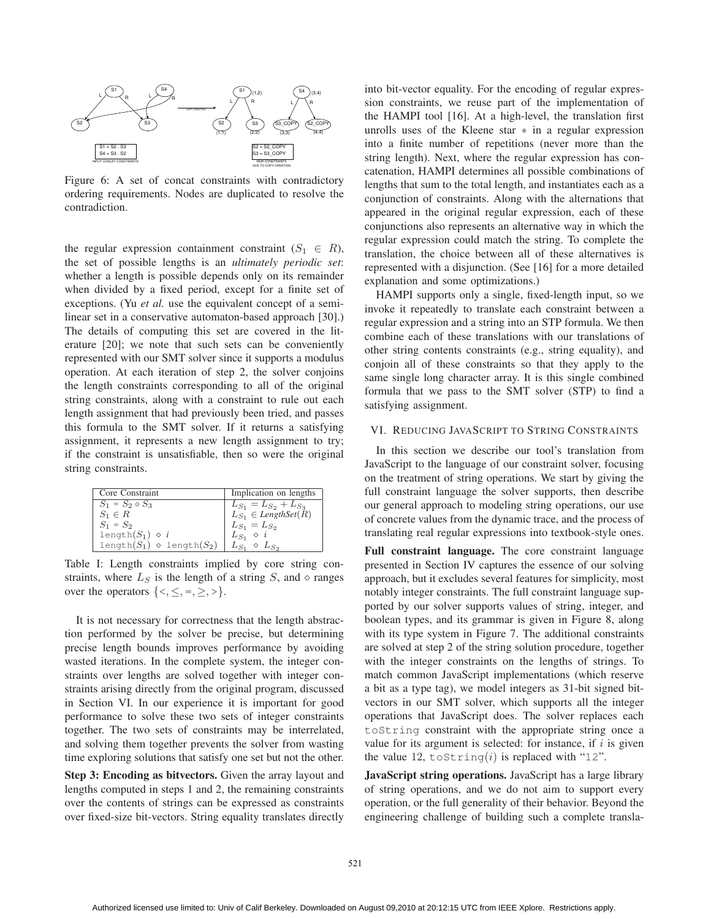Figure 6: A set of concat constraints with contradictory ordering requirements. Nodes are duplicated to resolve the contradiction.

the regular expression containment constraint ($S_1 \in R$), the set of possible lengths is an *ultimately periodic set*: whether a length is possible depends only on its remainder when divided by a fixed period, except for a finite set of exceptions. (Yu *et al.* use the equivalent concept of a semilinear set in a conservative automaton-based approach [30].) The details of computing this set are covered in the literature [20]; we note that such sets can be conveniently represented with our SMT solver since it supports a modulus operation. At each iteration of step 2, the solver conjoins the length constraints corresponding to all of the original string constraints, along with a constraint to rule out each length assignment that had previously been tried, and passes this formula to the SMT solver. If it returns a satisfying assignment, it represents a new length assignment to try; if the constraint is unsatisfiable, then so were the original string constraints.

| Core Constraint | Implication on lengths |
|---|---|
| $S_1 = S_2 \circ S_3$ | $L_{S_1} = L_{S_2} + L_{S_3}$ |
| $S_1 \in R$ | $L_{S_1} \in LengthSet(R)$ |
| $S_1 = S_2$ | $L_{S_1} = L_{S_2}$ |
| length$(S_1) \diamond i$ | $L_{S_1} \diamond i$ |
| length$(S_1) \diamond$ length$(S_2)$ | $L_{S_1} \diamond L_{S_2}$ |

Table I: Length constraints implied by core string constraints, where $L_S$ is the length of a string $S$, and $\diamond$ ranges over the operators $\{<, \leq, =, \geq, >\}$.

It is not necessary for correctness that the length abstraction performed by the solver be precise, but determining precise length bounds improves performance by avoiding wasted iterations. In the complete system, the integer constraints over lengths are solved together with integer constraints arising directly from the original program, discussed in Section VI. In our experience it is important for good performance to solve these two sets of integer constraints together. The two sets of constraints may be interrelated, and solving them together prevents the solver from wasting time exploring solutions that satisfy one set but not the other.

**Step 3: Encoding as bitvectors.** Given the array layout and lengths computed in steps 1 and 2, the remaining constraints over the contents of strings can be expressed as constraints over fixed-size bit-vectors. String equality translates directly into bit-vector equality. For the encoding of regular expression constraints, we reuse part of the implementation of the HAMPI tool [16]. At a high-level, the translation first unrolls uses of the Kleene star $*$ in a regular expression into a finite number of repetitions (never more than the string length). Next, where the regular expression has concatenation, HAMPI determines all possible combinations of lengths that sum to the total length, and instantiates each as a conjunction of constraints. Along with the alternations that appeared in the original regular expression, each of these conjunctions also represents an alternative way in which the regular expression could match the string. To complete the translation, the choice between all of these alternatives is represented with a disjunction. (See [16] for a more detailed explanation and some optimizations.)

HAMPI supports only a single, fixed-length input, so we invoke it repeatedly to translate each constraint between a regular expression and a string into an STP formula. We then combine each of these translations with our translations of other string contents constraints (e.g., string equality), and conjoin all of these constraints so that they apply to the same single long character array. It is this single combined formula that we pass to the SMT solver (STP) to find a satisfying assignment.

## VI. Reducing JavaScript to String Constraints

In this section we describe our tool's translation from JavaScript to the language of our constraint solver, focusing on the treatment of string operations. We start by giving the full constraint language the solver supports, then describe our general approach to modeling string operations, our use of concrete values from the dynamic trace, and the process of translating real regular expressions into textbook-style ones.

**Full constraint language.** The core constraint language presented in Section IV captures the essence of our solving approach, but it excludes several features for simplicity, most notably integer constraints. The full constraint language supported by our solver supports values of string, integer, and boolean types, and its grammar is given in Figure 8, along with its type system in Figure 7. The additional constraints are solved at step 2 of the string solution procedure, together with the integer constraints on the lengths of strings. To match common JavaScript implementations (which reserve a bit as a type tag), we model integers as 31-bit signed bit-vectors in our SMT solver, which supports all the integer operations that JavaScript does. The solver replaces each `toString` constraint with the appropriate string once a value for its argument is selected: for instance, if $i$ is given the value 12, `toString`$(i)$ is replaced with "`12`".

**JavaScript string operations.** JavaScript has a large library of string operations, and we do not aim to support every operation, or the full generality of their behavior. Beyond the engineering challenge of building such a complete transla-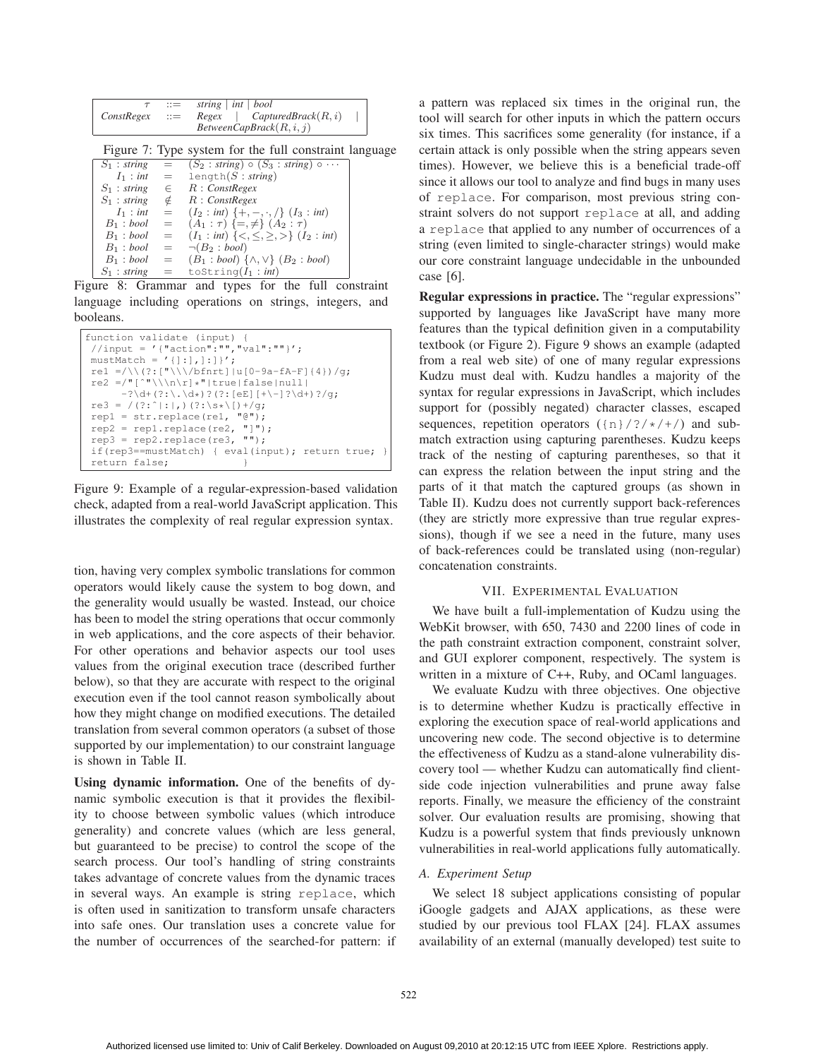| | | |
|---|---|---|
| $\tau$ | ::= | *string* \| *int* \| *bool* |
| *ConstRegex* | ::= | *Regex* \| *CapturedBrack*$(R, i)$ \| *BetweenCapBrack*$(R, i, j)$ |

Figure 7: Type system for the full constraint language

| | | |
|---|---|---|
| $S_1$ : *string* | $=$ | $(S_2 : \textit{string}) \circ (S_3 : \textit{string}) \circ \cdots$ |
| $I_1$ : *int* | $=$ | length$(S : \textit{string})$ |
| $S_1$ : *string* | $\in$ | $R$ : *ConstRegex* |
| $S_1$ : *string* | $\notin$ | $R$ : *ConstRegex* |
| $I_1$ : *int* | $=$ | $(I_2 : \textit{int}) \{+, -, \cdot, /\} (I_3 : \textit{int})$ |
| $B_1$ : *bool* | $=$ | $(A_1 : \tau) \{=, \neq\} (A_2 : \tau)$ |
| $B_1$ : *bool* | $=$ | $(I_1 : \textit{int}) \{<, \leq, \geq, >\} (I_2 : \textit{int})$ |
| $B_1$ : *bool* | $=$ | $\neg(B_2 : \textit{bool})$ |
| $B_1$ : *bool* | $=$ | $(B_1 : \textit{bool}) \{\wedge, \vee\} (B_2 : \textit{bool})$ |
| $S_1$ : *string* | $=$ | toString$(I_1 : \textit{int})$ |

Figure 8: Grammar and types for the full constraint language including operations on strings, integers, and booleans.

```
function validate (input) {
 //input = '{"action":"","val":""}';
 mustMatch = '{]:],]:]}';
 re1 =/\\(?:["\\\/bfnrt]|u[0-9a-fA-F]{4})/g;
 re2 =/"[^"\\\n\r]*"|true|false|null|
      -?\d+(?:\.\d*)?(?:[eE][+\-]?\d+)?/g;
 re3 = /(?:^|:|,)(?:\s*\[)+/g;
 rep1 = str.replace(re1, "@");
 rep2 = rep1.replace(re2, "]");
 rep3 = rep2.replace(re3, "");
 if(rep3==mustMatch) { eval(input); return true; }
 return false;              }
```

Figure 9: Example of a regular-expression-based validation check, adapted from a real-world JavaScript application. This illustrates the complexity of real regular expression syntax.

tion, having very complex symbolic translations for common operators would likely cause the system to bog down, and the generality would usually be wasted. Instead, our choice has been to model the string operations that occur commonly in web applications, and the core aspects of their behavior. For other operations and behavior aspects our tool uses values from the original execution trace (described further below), so that they are accurate with respect to the original execution even if the tool cannot reason symbolically about how they might change on modified executions. The detailed translation from several common operators (a subset of those supported by our implementation) to our constraint language is shown in Table II.

**Using dynamic information.** One of the benefits of dynamic symbolic execution is that it provides the flexibility to choose between symbolic values (which introduce generality) and concrete values (which are less general, but guaranteed to be precise) to control the scope of the search process. Our tool's handling of string constraints takes advantage of concrete values from the dynamic traces in several ways. An example is string `replace`, which is often used in sanitization to transform unsafe characters into safe ones. Our translation uses a concrete value for the number of occurrences of the searched-for pattern: if a pattern was replaced six times in the original run, the tool will search for other inputs in which the pattern occurs six times. This sacrifices some generality (for instance, if a certain attack is only possible when the string appears seven times). However, we believe this is a beneficial trade-off since it allows our tool to analyze and find bugs in many uses of `replace`. For comparison, most previous string constraint solvers do not support `replace` at all, and adding a `replace` that applied to any number of occurrences of a string (even limited to single-character strings) would make our core constraint language undecidable in the unbounded case [6].

**Regular expressions in practice.** The "regular expressions" supported by languages like JavaScript have many more features than the typical definition given in a computability textbook (or Figure 2). Figure 9 shows an example (adapted from a real web site) of one of many regular expressions Kudzu must deal with. Kudzu handles a majority of the syntax for regular expressions in JavaScript, which includes support for (possibly negated) character classes, escaped sequences, repetition operators (`{n}/?/*/+/`) and submatch extraction using capturing parentheses. Kudzu keeps track of the nesting of capturing parentheses, so that it can express the relation between the input string and the parts of it that match the captured groups (as shown in Table II). Kudzu does not currently support back-references (they are strictly more expressive than true regular expressions), though if we see a need in the future, many uses of back-references could be translated using (non-regular) concatenation constraints.

## VII. Experimental Evaluation

We have built a full-implementation of Kudzu using the WebKit browser, with 650, 7430 and 2200 lines of code in the path constraint extraction component, constraint solver, and GUI explorer component, respectively. The system is written in a mixture of C++, Ruby, and OCaml languages.

We evaluate Kudzu with three objectives. One objective is to determine whether Kudzu is practically effective in exploring the execution space of real-world applications and uncovering new code. The second objective is to determine the effectiveness of Kudzu as a stand-alone vulnerability discovery tool — whether Kudzu can automatically find client-side code injection vulnerabilities and prune away false reports. Finally, we measure the efficiency of the constraint solver. Our evaluation results are promising, showing that Kudzu is a powerful system that finds previously unknown vulnerabilities in real-world applications fully automatically.

### A. Experiment Setup

We select 18 subject applications consisting of popular iGoogle gadgets and AJAX applications, as these were studied by our previous tool FLAX [24]. FLAX assumes availability of an external (manually developed) test suite to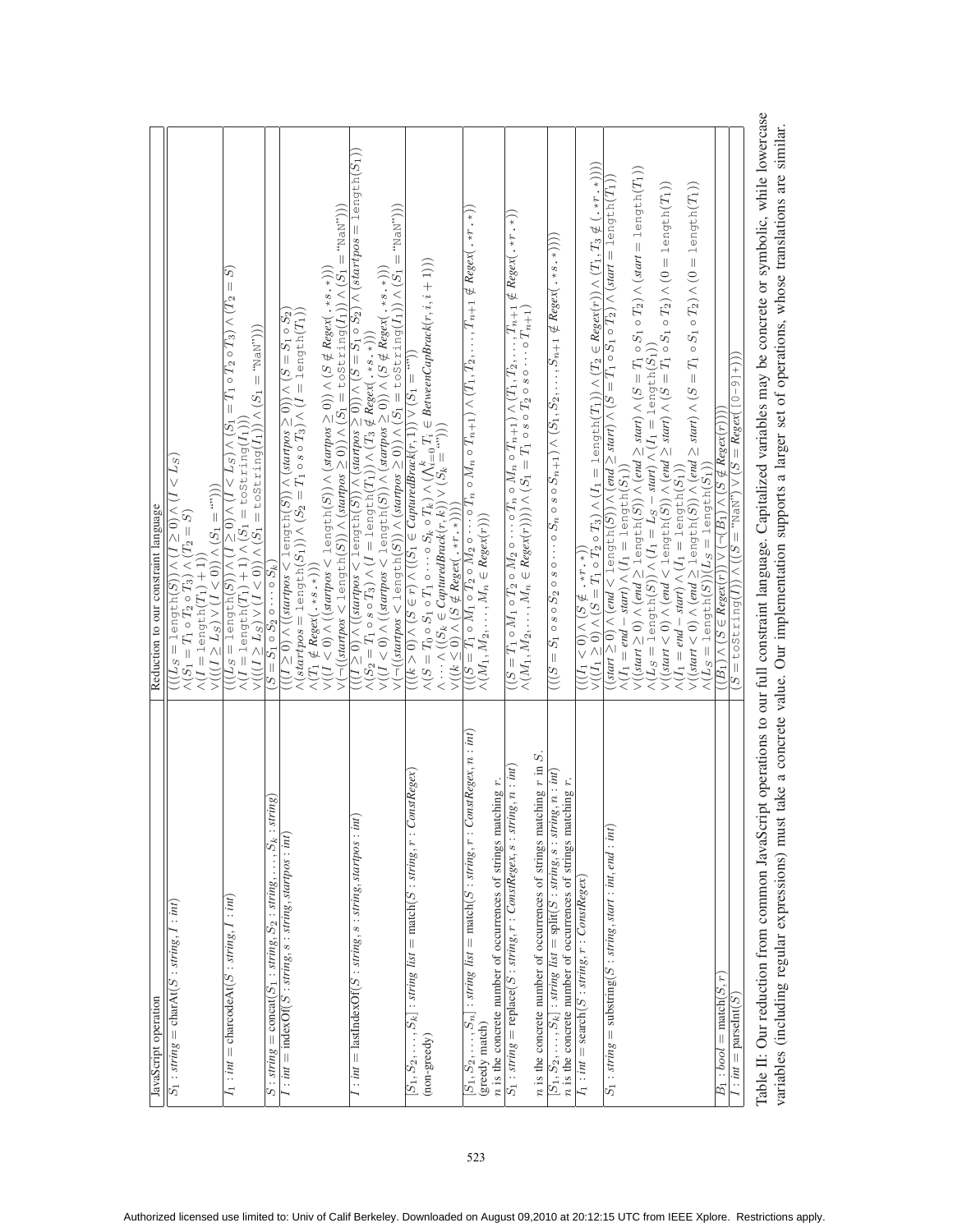| JavaScript operation | Reduction to our constraint language |
|---|---|
| $S_1 : string = \text{charAt}(S : string, I : int)$ | $((L_S = \texttt{length}(S)) \wedge (I \geq 0) \wedge (I < L_S)$ $\wedge (S_1 = T_1 \circ T_2 \circ T_3) \wedge (T_2 = S)$ $\wedge (I = \texttt{length}(T_1) + 1))$ $\vee (((I \geq L_S) \vee (I < 0)) \wedge (S_1 = \text{""}))$ |
| $I_1 : int = \text{charcodeAt}(S : string, I : int)$ | $((L_S = \texttt{length}(S)) \wedge (I \geq 0) \wedge (I < L_S) \wedge (S_1 = T_1 \circ T_2 \circ T_3) \wedge (T_2 = S)$ $\wedge (I = \texttt{length}(T_1) + 1) \wedge (S_1 = \texttt{toString}(I_1)))$ $\vee (((I \geq L_S) \vee (I < 0)) \wedge (S_1 = \texttt{toString}(I_1)) \wedge (S_1 = \text{"NaN"}))$ |
| $S : string = \text{concat}(S_1 : string, S_2 : string, \ldots, S_k : string)$ | $(S = S_1 \circ S_2 \circ \cdots \circ S_k)$ |
| $I : int = \text{indexOf}(S : string, s : string, startpos : int)$ | $(((I \geq 0) \wedge ((startpos < \texttt{length}(S)) \wedge (startpos \geq 0)) \wedge (S = S_1 \circ S_2)$ $\wedge (startpos = \texttt{length}(S_1)) \wedge (S_2 = T_1 \circ s \circ T_3) \wedge (I = \texttt{length}(T_1))$ $\wedge (T_1 \notin Regex(.\texttt{*}s.\texttt{*})))$ $\vee ((I < 0) \wedge ((startpos < \texttt{length}(S)) \wedge (startpos \geq 0)) \wedge (S \notin Regex(.\texttt{*}s.\texttt{*})))$ $\vee (\neg((startpos < \texttt{length}(S)) \wedge (startpos \geq 0)) \wedge (S_1 = \texttt{toString}(I_1)) \wedge (S_1 = \text{"NaN"})))$ |
| $I : int = \text{lastIndexOf}(S : string, s : string, startpos : int)$ | $(((I \geq 0) \wedge ((startpos < \texttt{length}(S)) \wedge (startpos \geq 0)) \wedge (S = S_1 \circ S_2) \wedge (startpos = \texttt{length}(S_1))$ $\wedge (S_2 = T_1 \circ s \circ T_3) \wedge (I = \texttt{length}(T_1)) \wedge (T_3 \notin Regex(.\texttt{*}s.\texttt{*})))$ $\vee ((I < 0) \wedge ((startpos < \texttt{length}(S)) \wedge (startpos \geq 0)) \wedge (S \notin Regex(.\texttt{*}s.\texttt{*})))$ $\vee (\neg((startpos < \texttt{length}(S)) \wedge (startpos \geq 0)) \wedge (S_1 = \texttt{toString}(I_1)) \wedge (S_1 = \text{"NaN"})))$ |
| $[S_1, S_2, \ldots, S_k] : string\ list = \text{match}(S : string, r : ConstRegex)$ (non-greedy) | $(((k > 0) \wedge (S \in r) \wedge ((S_1 \in CapturedBrack(r, 1)) \vee (S_1 = \text{""}))$ $\wedge (S = T_0 \circ S_1 \circ T_1 \circ \cdots \circ S_k \circ T_k) \wedge (\bigwedge_{i=0}^{k} T_i \in BetweenCapBrack(r, i, i+1))$ $\wedge \cdots \wedge ((S_k \in CapturedBrack(r, k)) \vee (S_k = \text{""})))$ $\vee ((k \leq 0) \wedge (S \notin Regex(.\texttt{*}r.\texttt{*}))))$ |
| $[S_1, S_2, \ldots, S_n] : string\ list = \text{match}(S : string, r : ConstRegex, n : int)$ (greedy match) $n$ is the concrete number of occurrences of strings matching $r$. | $(((S = T_1 \circ M_1 \circ T_2 \circ M_2 \circ \cdots \circ T_n \circ M_n \circ T_{n+1}) \wedge (T_1, T_2, \ldots, T_{n+1} \notin Regex(.\texttt{*}r.\texttt{*}))$ $\wedge (M_1, M_2, \ldots, M_n \in Regex(r))))$ |
| $S_1 : string = \text{replace}(S : string, r : ConstRegex, s : string, n : int)$ $n$ is the concrete number of occurrences of strings matching $r$ in $S$. | $((S = T_1 \circ M_1 \circ T_2 \circ M_2 \circ \cdots \circ T_n \circ M_n \circ T_{n+1}) \wedge (T_1, T_2, \ldots, T_{n+1} \notin Regex(.\texttt{*}r.\texttt{*}))$ $\wedge (M_1, M_2, \ldots, M_n \in Regex(r)))) \wedge (S_1 = T_1 \circ s \circ T_2 \circ s \circ \cdots \circ T_{n+1})$ |
| $[S_1, S_2, \ldots, S_k] : string\ list = \text{split}(S : string, s : string, n : int)$ $n$ is the concrete number of occurrences of strings matching $r$. | $(((S = S_1 \circ s \circ S_2 \circ s \circ \cdots \circ S_n \circ s \circ S_{n+1}) \wedge (S_1, S_2, \ldots, S_{n+1} \notin Regex(.\texttt{*}s.\texttt{*}))))$ |
| $I_1 : int = \text{search}(S : string, r : ConstRegex)$ | $(((I_1 < 0) \wedge (S \notin .\texttt{*}r.\texttt{*}))$ $\vee ((I_1 \geq 0) \wedge (S = T_1 \circ T_2 \circ T_3) \wedge (I_1 = \texttt{length}(T_1)) \wedge (T_2 \in Regex(r)) \wedge (T_1, T_3 \notin (.\texttt{*}r.\texttt{*}))))$ |
| $S_1 : string = \text{substring}(S : string, start : int, end : int)$ | $((start \geq 0) \wedge (end < \texttt{length}(S)) \wedge (end \geq start) \wedge (S = T_1 \circ S_1 \circ T_2) \wedge (start = \texttt{length}(T_1))$ $\wedge (I_1 = end - start) \wedge (I_1 = \texttt{length}(S_1)))$ $\vee ((start \geq 0) \wedge (end \geq \texttt{length}(S)) \wedge (end \geq start) \wedge (S = T_1 \circ S_1 \circ T_2) \wedge (start = \texttt{length}(T_1))$ $\wedge (L_S = \texttt{length}(S)) \wedge (I_1 = L_S - start) \wedge (I_1 = \texttt{length}(S_1)))$ $\vee ((start < 0) \wedge (end < \texttt{length}(S)) \wedge (end \geq start) \wedge (S = T_1 \circ S_1 \circ T_2) \wedge (0 = \texttt{length}(T_1))$ $\wedge (I_1 = end - start) \wedge (I_1 = \texttt{length}(S_1)))$ $\vee ((start < 0) \wedge (end \geq \texttt{length}(S)) \wedge (end \geq start) \wedge (S = T_1 \circ S_1 \circ T_2) \wedge (0 = \texttt{length}(T_1))$ $\wedge (L_S = \texttt{length}(S))(L_S = \texttt{length}(S_1)))$ |
| $B_1 : bool = \text{match}(S, r)$ | $((B_1) \wedge (S \in Regex(r)) \vee (\neg(B_1) \wedge (S \notin Regex(r))))$ |
| $I : int = \text{parseInt}(S)$ | $(S = \texttt{toString}(I)) \wedge ((S = \text{"NaN"}) \vee (S = Regex([0\text{-}9]+)))$ |

Table II: Our reduction from common JavaScript operations to our full constraint language. Capitalized variables may be concrete or symbolic, while lowercase variables (including regular expressions) must take a concrete value. Our implementation supports a larger set of operations, whose translations are similar.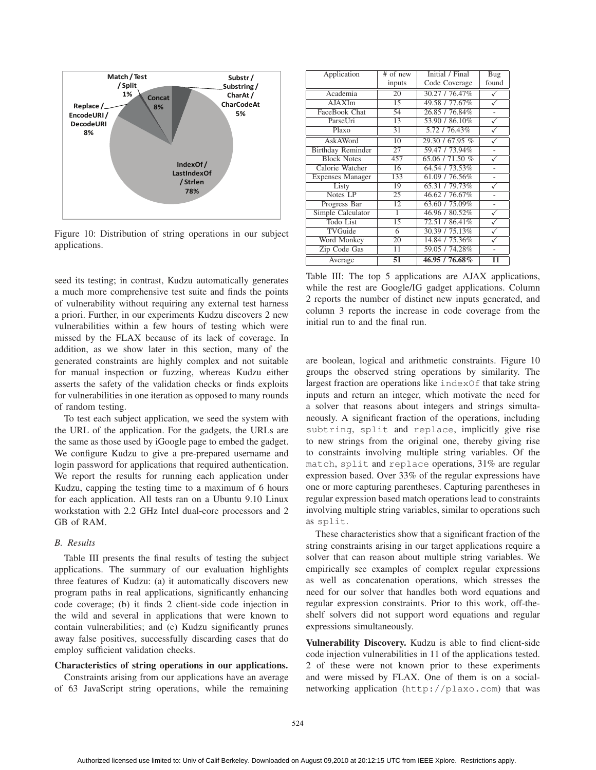Match / Test / Split 1%

Concat 8%

Substr / Substring / CharAt / CharCodeAt 5%

Replace / EncodeURI / DecodeURI 8%

IndexOf / LastIndexOf / Strlen 78%

Figure 10: Distribution of string operations in our subject applications.

| Application | # of new inputs | Initial / Final Code Coverage | Bug found |
|---|---|---|---|
| Academia | 20 | 30.27 / 76.47% | ✓ |
| AJAXIm | 15 | 49.58 / 77.67% | ✓ |
| FaceBook Chat | 54 | 26.85 / 76.84% | - |
| ParseUri | 13 | 53.90 / 86.10% | ✓ |
| Plaxo | 31 | 5.72 / 76.43% | ✓ |
| AskAWord | 10 | 29.30 / 67.95 % | ✓ |
| Birthday Reminder | 27 | 59.47 / 73.94% | - |
| Block Notes | 457 | 65.06 / 71.50 % | ✓ |
| Calorie Watcher | 16 | 64.54 / 73.53% | - |
| Expenses Manager | 133 | 61.09 / 76.56% | - |
| Listy | 19 | 65.31 / 79.73% | ✓ |
| Notes LP | 25 | 46.62 / 76.67% | - |
| Progress Bar | 12 | 63.60 / 75.09% | - |
| Simple Calculator | 1 | 46.96 / 80.52% | ✓ |
| Todo List | 15 | 72.51 / 86.41% | ✓ |
| TVGuide | 6 | 30.39 / 75.13% | ✓ |
| Word Monkey | 20 | 14.84 / 75.36% | ✓ |
| Zip Code Gas | 11 | 59.05 / 74.28% | - |
| **Average** | **51** | **46.95 / 76.68%** | **11** |

Table III: The top 5 applications are AJAX applications, while the rest are Google/IG gadget applications. Column 2 reports the number of distinct new inputs generated, and column 3 reports the increase in code coverage from the initial run to and the final run.

seed its testing; in contrast, Kudzu automatically generates a much more comprehensive test suite and finds the points of vulnerability without requiring any external test harness a priori. Further, in our experiments Kudzu discovers 2 new vulnerabilities within a few hours of testing which were missed by the FLAX because of its lack of coverage. In addition, as we show later in this section, many of the generated constraints are highly complex and not suitable for manual inspection or fuzzing, whereas Kudzu either asserts the safety of the validation checks or finds exploits for vulnerabilities in one iteration as opposed to many rounds of random testing.

To test each subject application, we seed the system with the URL of the application. For the gadgets, the URLs are the same as those used by iGoogle page to embed the gadget. We configure Kudzu to give a pre-prepared username and login password for applications that required authentication. We report the results for running each application under Kudzu, capping the testing time to a maximum of 6 hours for each application. All tests ran on a Ubuntu 9.10 Linux workstation with 2.2 GHz Intel dual-core processors and 2 GB of RAM.

### *B. Results*

Table III presents the final results of testing the subject applications. The summary of our evaluation highlights three features of Kudzu: (a) it automatically discovers new program paths in real applications, significantly enhancing code coverage; (b) it finds 2 client-side code injection in the wild and several in applications that were known to contain vulnerabilities; and (c) Kudzu significantly prunes away false positives, successfully discarding cases that do employ sufficient validation checks.

**Characteristics of string operations in our applications.** Constraints arising from our applications have an average of 63 JavaScript string operations, while the remaining are boolean, logical and arithmetic constraints. Figure 10 groups the observed string operations by similarity. The largest fraction are operations like `indexOf` that take string inputs and return an integer, which motivate the need for a solver that reasons about integers and strings simultaneously. A significant fraction of the operations, including `subtring`, `split` and `replace`, implicitly give rise to new strings from the original one, thereby giving rise to constraints involving multiple string variables. Of the `match`, `split` and `replace` operations, 31% are regular expression based. Over 33% of the regular expressions have one or more capturing parentheses. Capturing parentheses in regular expression based match operations lead to constraints involving multiple string variables, similar to operations such as `split`.

These characteristics show that a significant fraction of the string constraints arising in our target applications require a solver that can reason about multiple string variables. We empirically see examples of complex regular expressions as well as concatenation operations, which stresses the need for our solver that handles both word equations and regular expression constraints. Prior to this work, off-the-shelf solvers did not support word equations and regular expressions simultaneously.

**Vulnerability Discovery.** Kudzu is able to find client-side code injection vulnerabilities in 11 of the applications tested. 2 of these were not known prior to these experiments and were missed by FLAX. One of them is on a social-networking application (`http://plaxo.com`) that was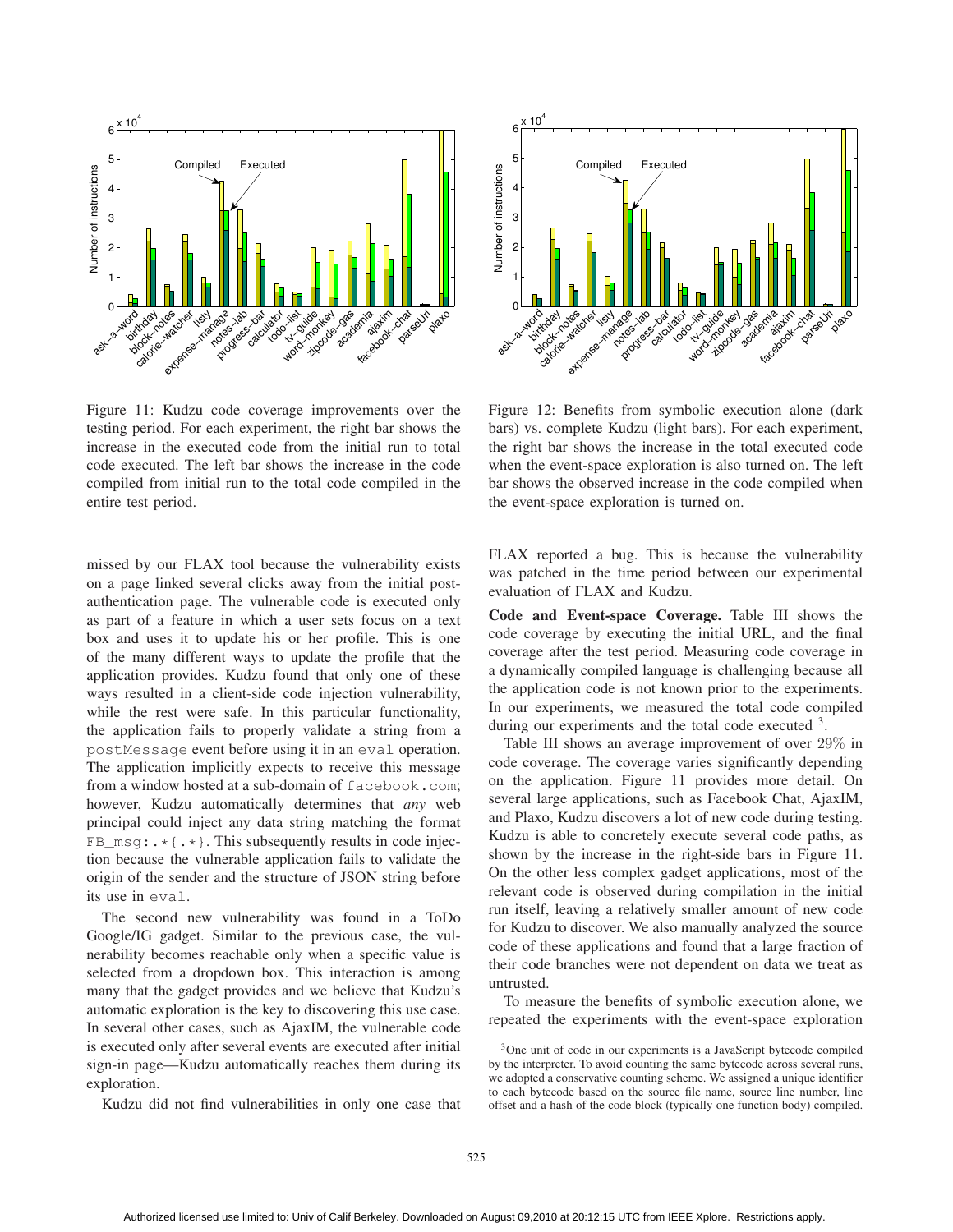Figure 11: Kudzu code coverage improvements over the testing period. For each experiment, the right bar shows the increase in the executed code from the initial run to total code executed. The left bar shows the increase in the code compiled from initial run to the total code compiled in the entire test period.

Figure 12: Benefits from symbolic execution alone (dark bars) vs. complete Kudzu (light bars). For each experiment, the right bar shows the increase in the total executed code when the event-space exploration is also turned on. The left bar shows the observed increase in the code compiled when the event-space exploration is turned on.

missed by our FLAX tool because the vulnerability exists on a page linked several clicks away from the initial post-authentication page. The vulnerable code is executed only as part of a feature in which a user sets focus on a text box and uses it to update his or her profile. This is one of the many different ways to update the profile that the application provides. Kudzu found that only one of these ways resulted in a client-side code injection vulnerability, while the rest were safe. In this particular functionality, the application fails to properly validate a string from a `postMessage` event before using it in an `eval` operation. The application implicitly expects to receive this message from a window hosted at a sub-domain of `facebook.com`; however, Kudzu automatically determines that *any* web principal could inject any data string matching the format `FB_msg:.*{.*}`. This subsequently results in code injection because the vulnerable application fails to validate the origin of the sender and the structure of JSON string before its use in `eval`.

The second new vulnerability was found in a ToDo Google/IG gadget. Similar to the previous case, the vulnerability becomes reachable only when a specific value is selected from a dropdown box. This interaction is among many that the gadget provides and we believe that Kudzu's automatic exploration is the key to discovering this use case. In several other cases, such as AjaxIM, the vulnerable code is executed only after several events are executed after initial sign-in page—Kudzu automatically reaches them during its exploration.

Kudzu did not find vulnerabilities in only one case that FLAX reported a bug. This is because the vulnerability was patched in the time period between our experimental evaluation of FLAX and Kudzu.

**Code and Event-space Coverage.** Table III shows the code coverage by executing the initial URL, and the final coverage after the test period. Measuring code coverage in a dynamically compiled language is challenging because all the application code is not known prior to the experiments. In our experiments, we measured the total code compiled during our experiments and the total code executed [3].

Table III shows an average improvement of over 29% in code coverage. The coverage varies significantly depending on the application. Figure 11 provides more detail. On several large applications, such as Facebook Chat, AjaxIM, and Plaxo, Kudzu discovers a lot of new code during testing. Kudzu is able to concretely execute several code paths, as shown by the increase in the right-side bars in Figure 11. On the other less complex gadget applications, most of the relevant code is observed during compilation in the initial run itself, leaving a relatively smaller amount of new code for Kudzu to discover. We also manually analyzed the source code of these applications and found that a large fraction of their code branches were not dependent on data we treat as untrusted.

To measure the benefits of symbolic execution alone, we repeated the experiments with the event-space exploration

[3] One unit of code in our experiments is a JavaScript bytecode compiled by the interpreter. To avoid counting the same bytecode across several runs, we adopted a conservative counting scheme. We assigned a unique identifier to each bytecode based on the source file name, source line number, line offset and a hash of the code block (typically one function body) compiled.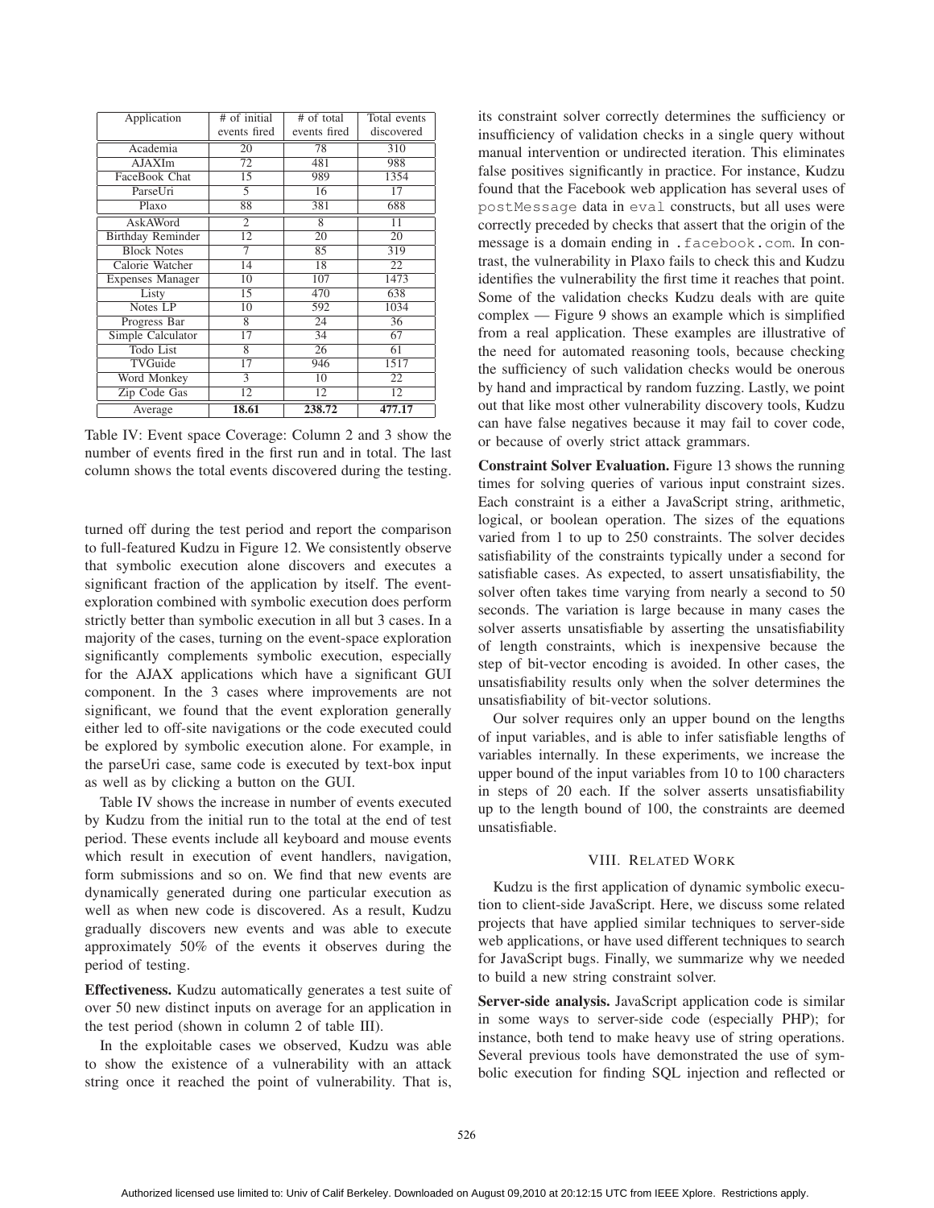| Application | # of initial events fired | # of total events fired | Total events discovered |
|---|---|---|---|
| Academia | 20 | 78 | 310 |
| AJAXIm | 72 | 481 | 988 |
| FaceBook Chat | 15 | 989 | 1354 |
| ParseUri | 5 | 16 | 17 |
| Plaxo | 88 | 381 | 688 |
| AskAWord | 2 | 8 | 11 |
| Birthday Reminder | 12 | 20 | 20 |
| Block Notes | 7 | 85 | 319 |
| Calorie Watcher | 14 | 18 | 22 |
| Expenses Manager | 10 | 107 | 1473 |
| Listy | 15 | 470 | 638 |
| Notes LP | 10 | 592 | 1034 |
| Progress Bar | 8 | 24 | 36 |
| Simple Calculator | 17 | 34 | 67 |
| Todo List | 8 | 26 | 61 |
| TVGuide | 17 | 946 | 1517 |
| Word Monkey | 3 | 10 | 22 |
| Zip Code Gas | 12 | 12 | 12 |
| Average | **18.61** | **238.72** | **477.17** |

Table IV: Event space Coverage: Column 2 and 3 show the number of events fired in the first run and in total. The last column shows the total events discovered during the testing.

turned off during the test period and report the comparison to full-featured Kudzu in Figure 12. We consistently observe that symbolic execution alone discovers and executes a significant fraction of the application by itself. The event-exploration combined with symbolic execution does perform strictly better than symbolic execution in all but 3 cases. In a majority of the cases, turning on the event-space exploration significantly complements symbolic execution, especially for the AJAX applications which have a significant GUI component. In the 3 cases where improvements are not significant, we found that the event exploration generally either led to off-site navigations or the code executed could be explored by symbolic execution alone. For example, in the parseUri case, same code is executed by text-box input as well as by clicking a button on the GUI.

Table IV shows the increase in number of events executed by Kudzu from the initial run to the total at the end of test period. These events include all keyboard and mouse events which result in execution of event handlers, navigation, form submissions and so on. We find that new events are dynamically generated during one particular execution as well as when new code is discovered. As a result, Kudzu gradually discovers new events and was able to execute approximately 50% of the events it observes during the period of testing.

**Effectiveness.** Kudzu automatically generates a test suite of over 50 new distinct inputs on average for an application in the test period (shown in column 2 of table III).

In the exploitable cases we observed, Kudzu was able to show the existence of a vulnerability with an attack string once it reached the point of vulnerability. That is, its constraint solver correctly determines the sufficiency or insufficiency of validation checks in a single query without manual intervention or undirected iteration. This eliminates false positives significantly in practice. For instance, Kudzu found that the Facebook web application has several uses of `postMessage` data in `eval` constructs, but all uses were correctly preceded by checks that assert that the origin of the message is a domain ending in `.facebook.com`. In contrast, the vulnerability in Plaxo fails to check this and Kudzu identifies the vulnerability the first time it reaches that point. Some of the validation checks Kudzu deals with are quite complex — Figure 9 shows an example which is simplified from a real application. These examples are illustrative of the need for automated reasoning tools, because checking the sufficiency of such validation checks would be onerous by hand and impractical by random fuzzing. Lastly, we point out that like most other vulnerability discovery tools, Kudzu can have false negatives because it may fail to cover code, or because of overly strict attack grammars.

**Constraint Solver Evaluation.** Figure 13 shows the running times for solving queries of various input constraint sizes. Each constraint is a either a JavaScript string, arithmetic, logical, or boolean operation. The sizes of the equations varied from 1 to up to 250 constraints. The solver decides satisfiability of the constraints typically under a second for satisfiable cases. As expected, to assert unsatisfiability, the solver often takes time varying from nearly a second to 50 seconds. The variation is large because in many cases the solver asserts unsatisfiable by asserting the unsatisfiability of length constraints, which is inexpensive because the step of bit-vector encoding is avoided. In other cases, the unsatisfiability results only when the solver determines the unsatisfiability of bit-vector solutions.

Our solver requires only an upper bound on the lengths of input variables, and is able to infer satisfiable lengths of variables internally. In these experiments, we increase the upper bound of the input variables from 10 to 100 characters in steps of 20 each. If the solver asserts unsatisfiability up to the length bound of 100, the constraints are deemed unsatisfiable.

## VIII. Related Work

Kudzu is the first application of dynamic symbolic execution to client-side JavaScript. Here, we discuss some related projects that have applied similar techniques to server-side web applications, or have used different techniques to search for JavaScript bugs. Finally, we summarize why we needed to build a new string constraint solver.

**Server-side analysis.** JavaScript application code is similar in some ways to server-side code (especially PHP); for instance, both tend to make heavy use of string operations. Several previous tools have demonstrated the use of symbolic execution for finding SQL injection and reflected or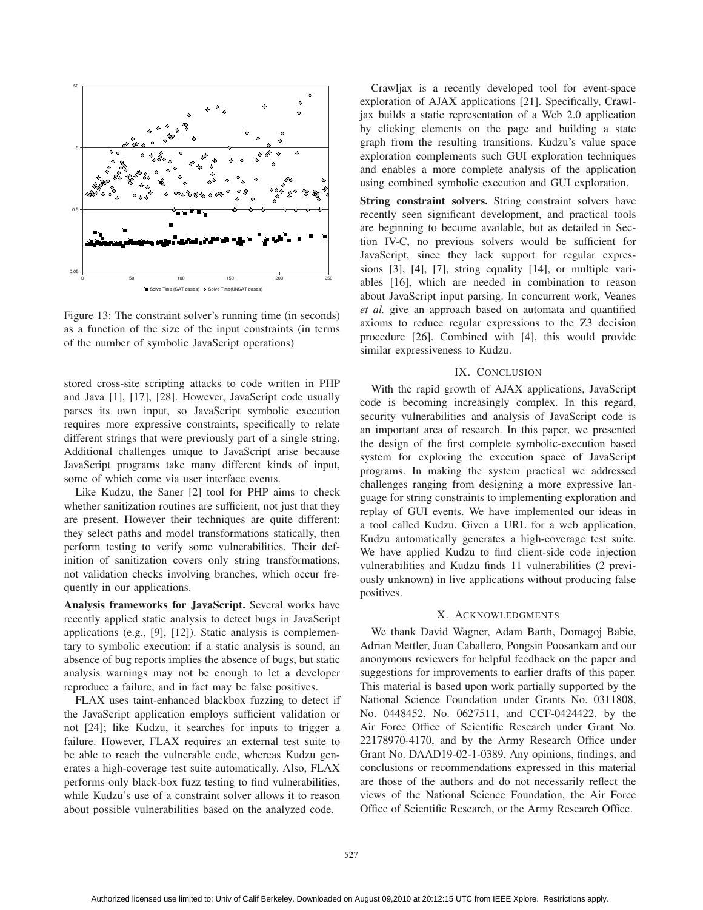Figure 13: The constraint solver's running time (in seconds) as a function of the size of the input constraints (in terms of the number of symbolic JavaScript operations)

stored cross-site scripting attacks to code written in PHP and Java [1], [17], [28]. However, JavaScript code usually parses its own input, so JavaScript symbolic execution requires more expressive constraints, specifically to relate different strings that were previously part of a single string. Additional challenges unique to JavaScript arise because JavaScript programs take many different kinds of input, some of which come via user interface events.

Like Kudzu, the Saner [2] tool for PHP aims to check whether sanitization routines are sufficient, not just that they are present. However their techniques are quite different: they select paths and model transformations statically, then perform testing to verify some vulnerabilities. Their definition of sanitization covers only string transformations, not validation checks involving branches, which occur frequently in our applications.

**Analysis frameworks for JavaScript.** Several works have recently applied static analysis to detect bugs in JavaScript applications (e.g., [9], [12]). Static analysis is complementary to symbolic execution: if a static analysis is sound, an absence of bug reports implies the absence of bugs, but static analysis warnings may not be enough to let a developer reproduce a failure, and in fact may be false positives.

FLAX uses taint-enhanced blackbox fuzzing to detect if the JavaScript application employs sufficient validation or not [24]; like Kudzu, it searches for inputs to trigger a failure. However, FLAX requires an external test suite to be able to reach the vulnerable code, whereas Kudzu generates a high-coverage test suite automatically. Also, FLAX performs only black-box fuzz testing to find vulnerabilities, while Kudzu's use of a constraint solver allows it to reason about possible vulnerabilities based on the analyzed code.

Crawljax is a recently developed tool for event-space exploration of AJAX applications [21]. Specifically, Crawljax builds a static representation of a Web 2.0 application by clicking elements on the page and building a state graph from the resulting transitions. Kudzu's value space exploration complements such GUI exploration techniques and enables a more complete analysis of the application using combined symbolic execution and GUI exploration.

**String constraint solvers.** String constraint solvers have recently seen significant development, and practical tools are beginning to become available, but as detailed in Section IV-C, no previous solvers would be sufficient for JavaScript, since they lack support for regular expressions [3], [4], [7], string equality [14], or multiple variables [16], which are needed in combination to reason about JavaScript input parsing. In concurrent work, Veanes *et al.* give an approach based on automata and quantified axioms to reduce regular expressions to the Z3 decision procedure [26]. Combined with [4], this would provide similar expressiveness to Kudzu.

## IX. Conclusion

With the rapid growth of AJAX applications, JavaScript code is becoming increasingly complex. In this regard, security vulnerabilities and analysis of JavaScript code is an important area of research. In this paper, we presented the design of the first complete symbolic-execution based system for exploring the execution space of JavaScript programs. In making the system practical we addressed challenges ranging from designing a more expressive language for string constraints to implementing exploration and replay of GUI events. We have implemented our ideas in a tool called Kudzu. Given a URL for a web application, Kudzu automatically generates a high-coverage test suite. We have applied Kudzu to find client-side code injection vulnerabilities and Kudzu finds 11 vulnerabilities (2 previously unknown) in live applications without producing false positives.

## X. Acknowledgments

We thank David Wagner, Adam Barth, Domagoj Babic, Adrian Mettler, Juan Caballero, Pongsin Poosankam and our anonymous reviewers for helpful feedback on the paper and suggestions for improvements to earlier drafts of this paper. This material is based upon work partially supported by the National Science Foundation under Grants No. 0311808, No. 0448452, No. 0627511, and CCF-0424422, by the Air Force Office of Scientific Research under Grant No. 22178970-4170, and by the Army Research Office under Grant No. DAAD19-02-1-0389. Any opinions, findings, and conclusions or recommendations expressed in this material are those of the authors and do not necessarily reflect the views of the National Science Foundation, the Air Force Office of Scientific Research, or the Army Research Office.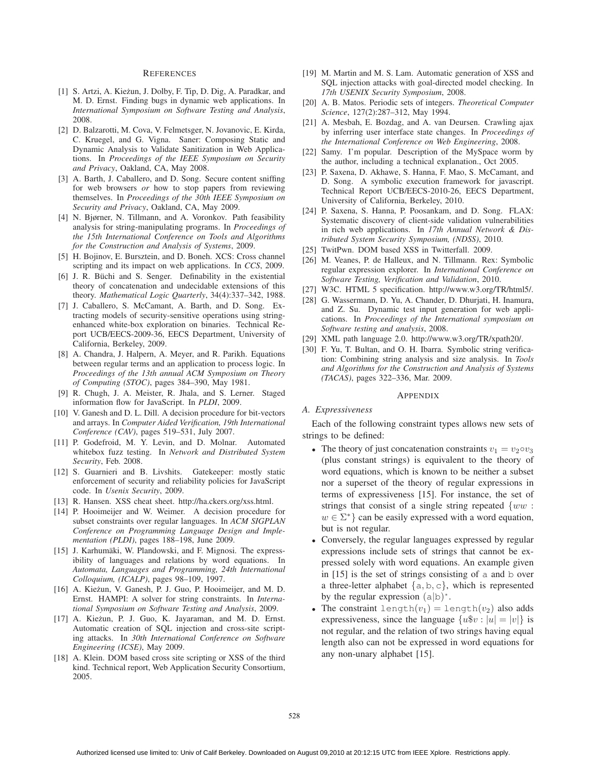## References

[1] S. Artzi, A. Kieżun, J. Dolby, F. Tip, D. Dig, A. Paradkar, and M. D. Ernst. Finding bugs in dynamic web applications. In *International Symposium on Software Testing and Analysis*, 2008.

[2] D. Balzarotti, M. Cova, V. Felmetsger, N. Jovanovic, E. Kirda, C. Kruegel, and G. Vigna. Saner: Composing Static and Dynamic Analysis to Validate Sanitization in Web Applications. In *Proceedings of the IEEE Symposium on Security and Privacy*, Oakland, CA, May 2008.

[3] A. Barth, J. Caballero, and D. Song. Secure content sniffing for web browsers *or* how to stop papers from reviewing themselves. In *Proceedings of the 30th IEEE Symposium on Security and Privacy*, Oakland, CA, May 2009.

[4] N. Bjørner, N. Tillmann, and A. Voronkov. Path feasibility analysis for string-manipulating programs. In *Proceedings of the 15th International Conference on Tools and Algorithms for the Construction and Analysis of Systems*, 2009.

[5] H. Bojinov, E. Bursztein, and D. Boneh. XCS: Cross channel scripting and its impact on web applications. In *CCS*, 2009.

[6] J. R. Büchi and S. Senger. Definability in the existential theory of concatenation and undecidable extensions of this theory. *Mathematical Logic Quarterly*, 34(4):337–342, 1988.

[7] J. Caballero, S. McCamant, A. Barth, and D. Song. Extracting models of security-sensitive operations using string-enhanced white-box exploration on binaries. Technical Report UCB/EECS-2009-36, EECS Department, University of California, Berkeley, 2009.

[8] A. Chandra, J. Halpern, A. Meyer, and R. Parikh. Equations between regular terms and an application to process logic. In *Proceedings of the 13th annual ACM Symposium on Theory of Computing (STOC)*, pages 384–390, May 1981.

[9] R. Chugh, J. A. Meister, R. Jhala, and S. Lerner. Staged information flow for JavaScript. In *PLDI*, 2009.

[10] V. Ganesh and D. L. Dill. A decision procedure for bit-vectors and arrays. In *Computer Aided Verification, 19th International Conference (CAV)*, pages 519–531, July 2007.

[11] P. Godefroid, M. Y. Levin, and D. Molnar. Automated whitebox fuzz testing. In *Network and Distributed System Security*, Feb. 2008.

[12] S. Guarnieri and B. Livshits. Gatekeeper: mostly static enforcement of security and reliability policies for JavaScript code. In *Usenix Security*, 2009.

[13] R. Hansen. XSS cheat sheet. http://ha.ckers.org/xss.html.

[14] P. Hooimeijer and W. Weimer. A decision procedure for subset constraints over regular languages. In *ACM SIGPLAN Conference on Programming Language Design and Implementation (PLDI)*, pages 188–198, June 2009.

[15] J. Karhumäki, W. Plandowski, and F. Mignosi. The expressibility of languages and relations by word equations. In *Automata, Languages and Programming, 24th International Colloquium, (ICALP)*, pages 98–109, 1997.

[16] A. Kieżun, V. Ganesh, P. J. Guo, P. Hooimeijer, and M. D. Ernst. HAMPI: A solver for string constraints. In *International Symposium on Software Testing and Analysis*, 2009.

[17] A. Kieżun, P. J. Guo, K. Jayaraman, and M. D. Ernst. Automatic creation of SQL injection and cross-site scripting attacks. In *30th International Conference on Software Engineering (ICSE)*, May 2009.

[18] A. Klein. DOM based cross site scripting or XSS of the third kind. Technical report, Web Application Security Consortium, 2005.

[19] M. Martin and M. S. Lam. Automatic generation of XSS and SQL injection attacks with goal-directed model checking. In *17th USENIX Security Symposium*, 2008.

[20] A. B. Matos. Periodic sets of integers. *Theoretical Computer Science*, 127(2):287–312, May 1994.

[21] A. Mesbah, E. Bozdag, and A. van Deursen. Crawling ajax by inferring user interface state changes. In *Proceedings of the International Conference on Web Engineering*, 2008.

[22] Samy. I'm popular. Description of the MySpace worm by the author, including a technical explanation., Oct 2005.

[23] P. Saxena, D. Akhawe, S. Hanna, F. Mao, S. McCamant, and D. Song. A symbolic execution framework for javascript. Technical Report UCB/EECS-2010-26, EECS Department, University of California, Berkeley, 2010.

[24] P. Saxena, S. Hanna, P. Poosankam, and D. Song. FLAX: Systematic discovery of client-side validation vulnerabilities in rich web applications. In *17th Annual Network & Distributed System Security Symposium, (NDSS)*, 2010.

[25] TwitPwn. DOM based XSS in Twitterfall. 2009.

[26] M. Veanes, P. de Halleux, and N. Tillmann. Rex: Symbolic regular expression explorer. In *International Conference on Software Testing, Verification and Validation*, 2010.

[27] W3C. HTML 5 specification. http://www.w3.org/TR/html5/.

[28] G. Wassermann, D. Yu, A. Chander, D. Dhurjati, H. Inamura, and Z. Su. Dynamic test input generation for web applications. In *Proceedings of the International symposium on Software testing and analysis*, 2008.

[29] XML path language 2.0. http://www.w3.org/TR/xpath20/.

[30] F. Yu, T. Bultan, and O. H. Ibarra. Symbolic string verification: Combining string analysis and size analysis. In *Tools and Algorithms for the Construction and Analysis of Systems (TACAS)*, pages 322–336, Mar. 2009.

## Appendix

### A. Expressiveness

Each of the following constraint types allows new sets of strings to be defined:

- The theory of just concatenation constraints $v_1 = v_2 \circ v_3$ (plus constant strings) is equivalent to the theory of word equations, which is known to be neither a subset nor a superset of the theory of regular expressions in terms of expressiveness [15]. For instance, the set of strings that consist of a single string repeated $\{ww : w \in \Sigma^*\}$ can be easily expressed with a word equation, but is not regular.
- Conversely, the regular languages expressed by regular expressions include sets of strings that cannot be expressed solely with word equations. An example given in [15] is the set of strings consisting of $\mathtt{a}$ and $\mathtt{b}$ over a three-letter alphabet $\{\mathtt{a}, \mathtt{b}, \mathtt{c}\}$, which is represented by the regular expression $(\mathtt{a}|\mathtt{b})^*$.
- The constraint $\mathtt{length}(v_1) = \mathtt{length}(v_2)$ also adds expressiveness, since the language $\{u\$v : |u| = |v|\}$ is not regular, and the relation of two strings having equal length also can not be expressed in word equations for any non-unary alphabet [15].